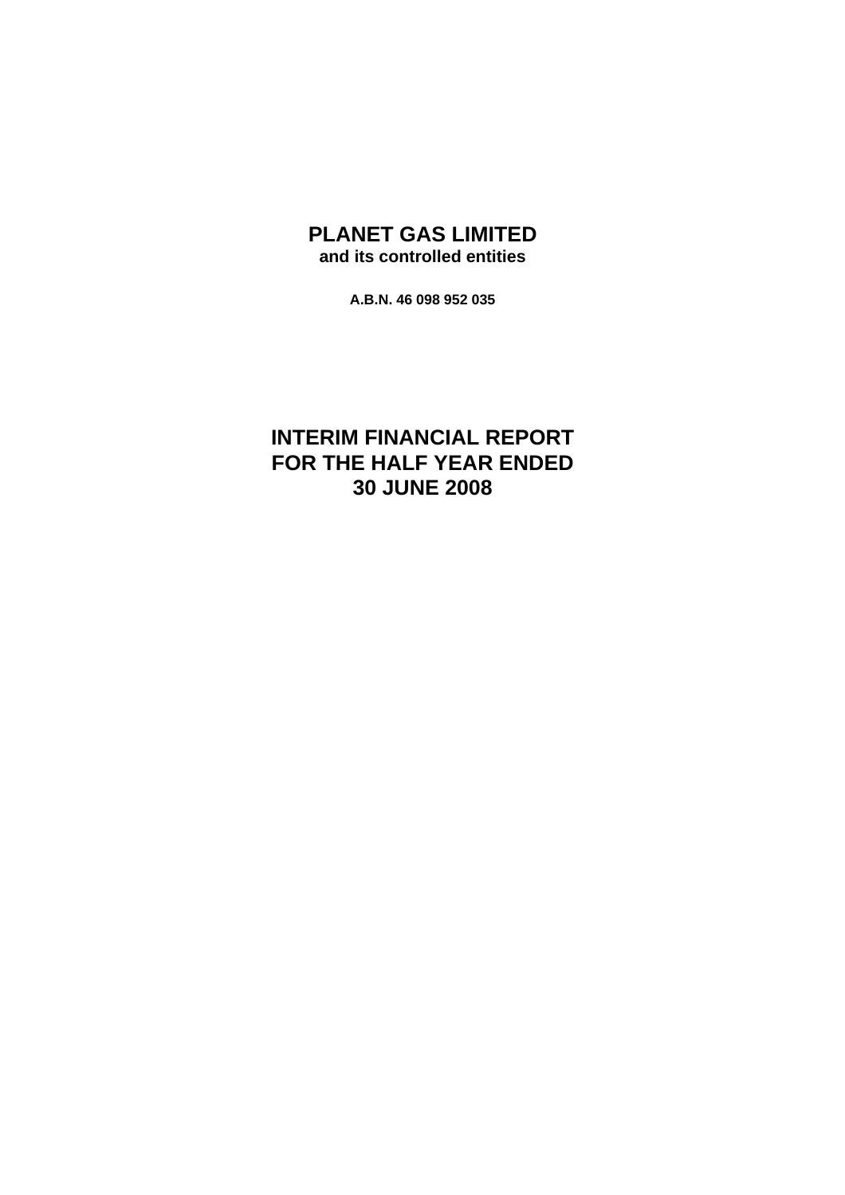# PLANET GAS LIMITED

**and its controlled entities**

**A.B.N. 46 098 952 035**

# INTERIM FINANCIAL REPORT FOR THE HALF YEAR ENDED 30 JUNE 2008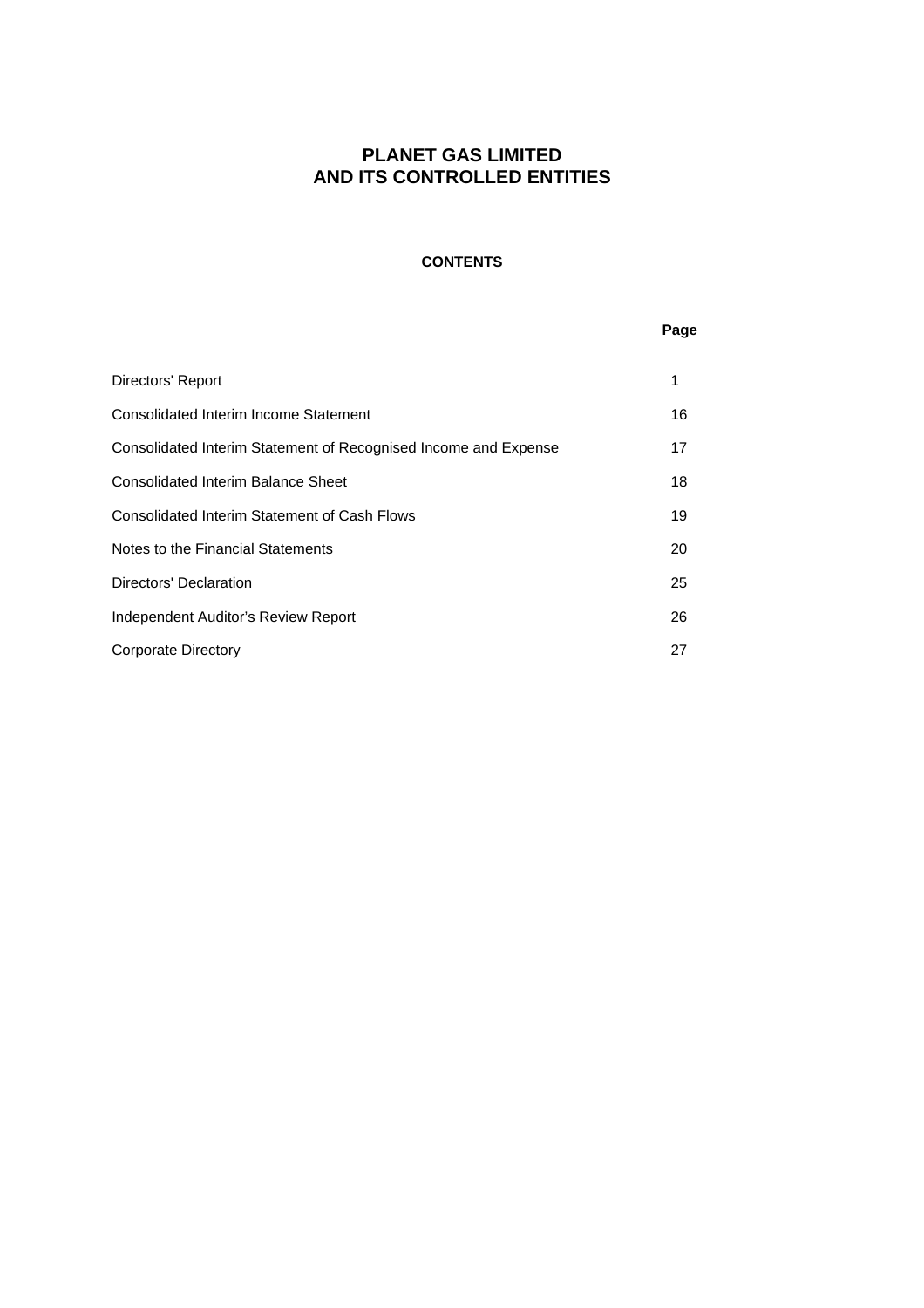# PLANET GAS LIMITED
# AND ITS CONTROLLED ENTITIES

## CONTENTS

| | Page |
|---|---|
| Directors' Report | 1 |
| Consolidated Interim Income Statement | 16 |
| Consolidated Interim Statement of Recognised Income and Expense | 17 |
| Consolidated Interim Balance Sheet | 18 |
| Consolidated Interim Statement of Cash Flows | 19 |
| Notes to the Financial Statements | 20 |
| Directors' Declaration | 25 |
| Independent Auditor's Review Report | 26 |
| Corporate Directory | 27 |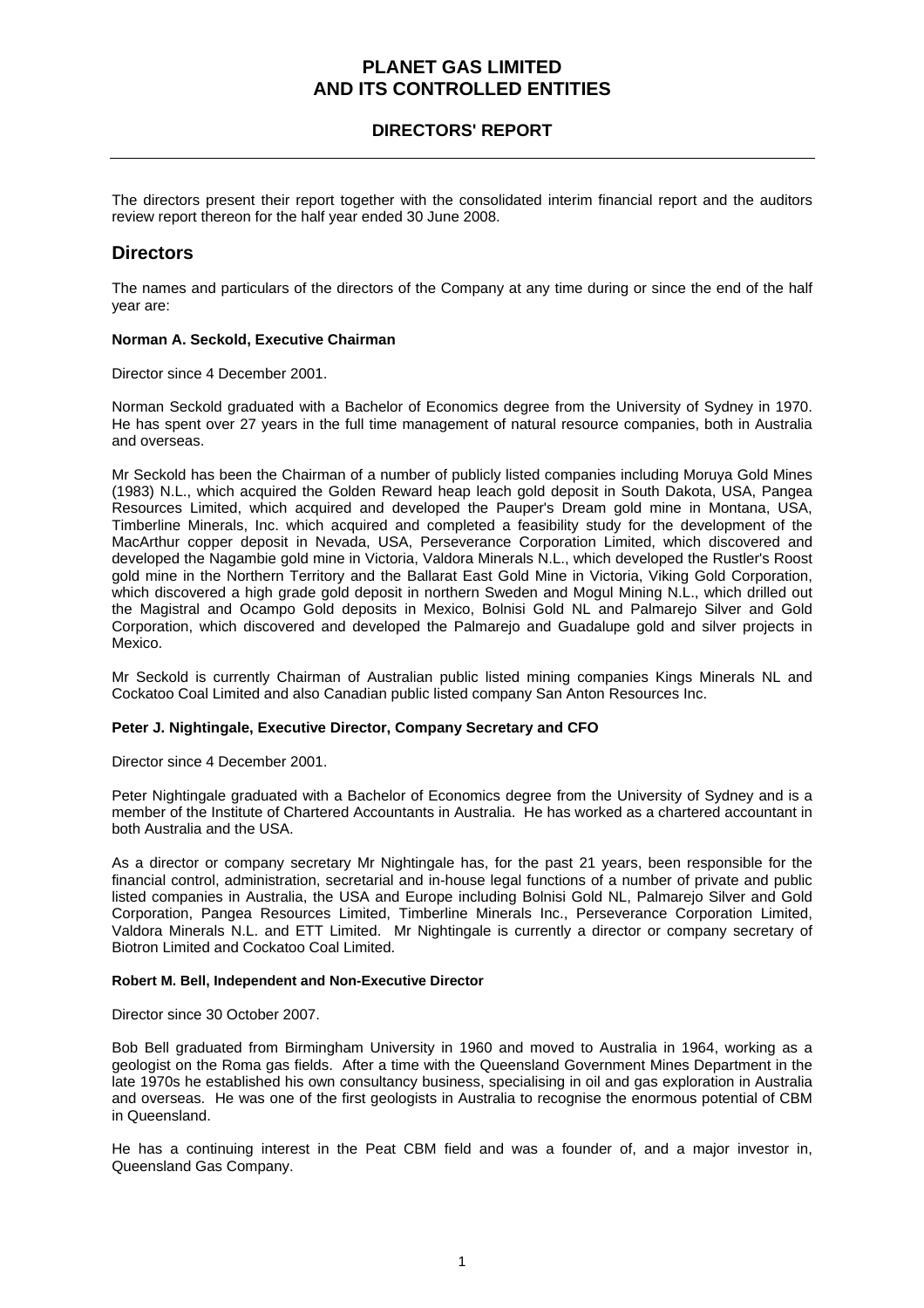# PLANET GAS LIMITED
# AND ITS CONTROLLED ENTITIES

## DIRECTORS' REPORT

The directors present their report together with the consolidated interim financial report and the auditors review report thereon for the half year ended 30 June 2008.

## Directors

The names and particulars of the directors of the Company at any time during or since the end of the half year are:

**Norman A. Seckold, Executive Chairman**

Director since 4 December 2001.

Norman Seckold graduated with a Bachelor of Economics degree from the University of Sydney in 1970. He has spent over 27 years in the full time management of natural resource companies, both in Australia and overseas.

Mr Seckold has been the Chairman of a number of publicly listed companies including Moruya Gold Mines (1983) N.L., which acquired the Golden Reward heap leach gold deposit in South Dakota, USA, Pangea Resources Limited, which acquired and developed the Pauper's Dream gold mine in Montana, USA, Timberline Minerals, Inc. which acquired and completed a feasibility study for the development of the MacArthur copper deposit in Nevada, USA, Perseverance Corporation Limited, which discovered and developed the Nagambie gold mine in Victoria, Valdora Minerals N.L., which developed the Rustler's Roost gold mine in the Northern Territory and the Ballarat East Gold Mine in Victoria, Viking Gold Corporation, which discovered a high grade gold deposit in northern Sweden and Mogul Mining N.L., which drilled out the Magistral and Ocampo Gold deposits in Mexico, Bolnisi Gold NL and Palmarejo Silver and Gold Corporation, which discovered and developed the Palmarejo and Guadalupe gold and silver projects in Mexico.

Mr Seckold is currently Chairman of Australian public listed mining companies Kings Minerals NL and Cockatoo Coal Limited and also Canadian public listed company San Anton Resources Inc.

**Peter J. Nightingale, Executive Director, Company Secretary and CFO**

Director since 4 December 2001.

Peter Nightingale graduated with a Bachelor of Economics degree from the University of Sydney and is a member of the Institute of Chartered Accountants in Australia. He has worked as a chartered accountant in both Australia and the USA.

As a director or company secretary Mr Nightingale has, for the past 21 years, been responsible for the financial control, administration, secretarial and in-house legal functions of a number of private and public listed companies in Australia, the USA and Europe including Bolnisi Gold NL, Palmarejo Silver and Gold Corporation, Pangea Resources Limited, Timberline Minerals Inc., Perseverance Corporation Limited, Valdora Minerals N.L. and ETT Limited. Mr Nightingale is currently a director or company secretary of Biotron Limited and Cockatoo Coal Limited.

**Robert M. Bell, Independent and Non-Executive Director**

Director since 30 October 2007.

Bob Bell graduated from Birmingham University in 1960 and moved to Australia in 1964, working as a geologist on the Roma gas fields. After a time with the Queensland Government Mines Department in the late 1970s he established his own consultancy business, specialising in oil and gas exploration in Australia and overseas. He was one of the first geologists in Australia to recognise the enormous potential of CBM in Queensland.

He has a continuing interest in the Peat CBM field and was a founder of, and a major investor in, Queensland Gas Company.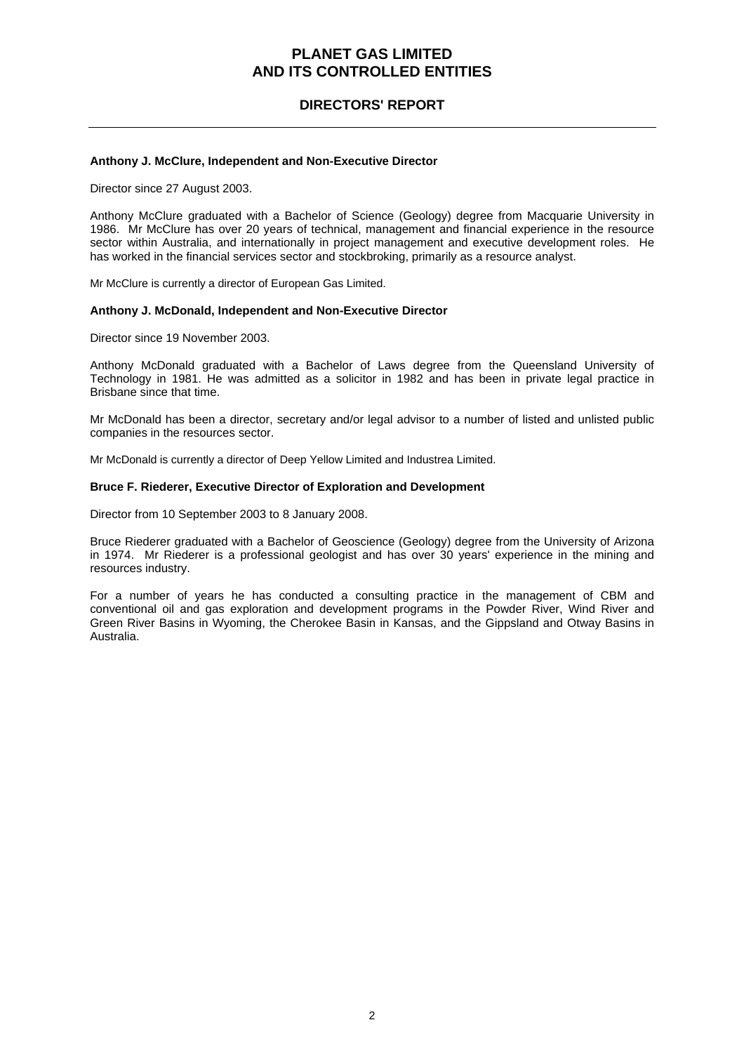**Anthony J. McClure, Independent and Non-Executive Director**

Director since 27 August 2003.

Anthony McClure graduated with a Bachelor of Science (Geology) degree from Macquarie University in 1986. Mr McClure has over 20 years of technical, management and financial experience in the resource sector within Australia, and internationally in project management and executive development roles. He has worked in the financial services sector and stockbroking, primarily as a resource analyst.

Mr McClure is currently a director of European Gas Limited.

**Anthony J. McDonald, Independent and Non-Executive Director**

Director since 19 November 2003.

Anthony McDonald graduated with a Bachelor of Laws degree from the Queensland University of Technology in 1981. He was admitted as a solicitor in 1982 and has been in private legal practice in Brisbane since that time.

Mr McDonald has been a director, secretary and/or legal advisor to a number of listed and unlisted public companies in the resources sector.

Mr McDonald is currently a director of Deep Yellow Limited and Industrea Limited.

**Bruce F. Riederer, Executive Director of Exploration and Development**

Director from 10 September 2003 to 8 January 2008.

Bruce Riederer graduated with a Bachelor of Geoscience (Geology) degree from the University of Arizona in 1974. Mr Riederer is a professional geologist and has over 30 years' experience in the mining and resources industry.

For a number of years he has conducted a consulting practice in the management of CBM and conventional oil and gas exploration and development programs in the Powder River, Wind River and Green River Basins in Wyoming, the Cherokee Basin in Kansas, and the Gippsland and Otway Basins in Australia.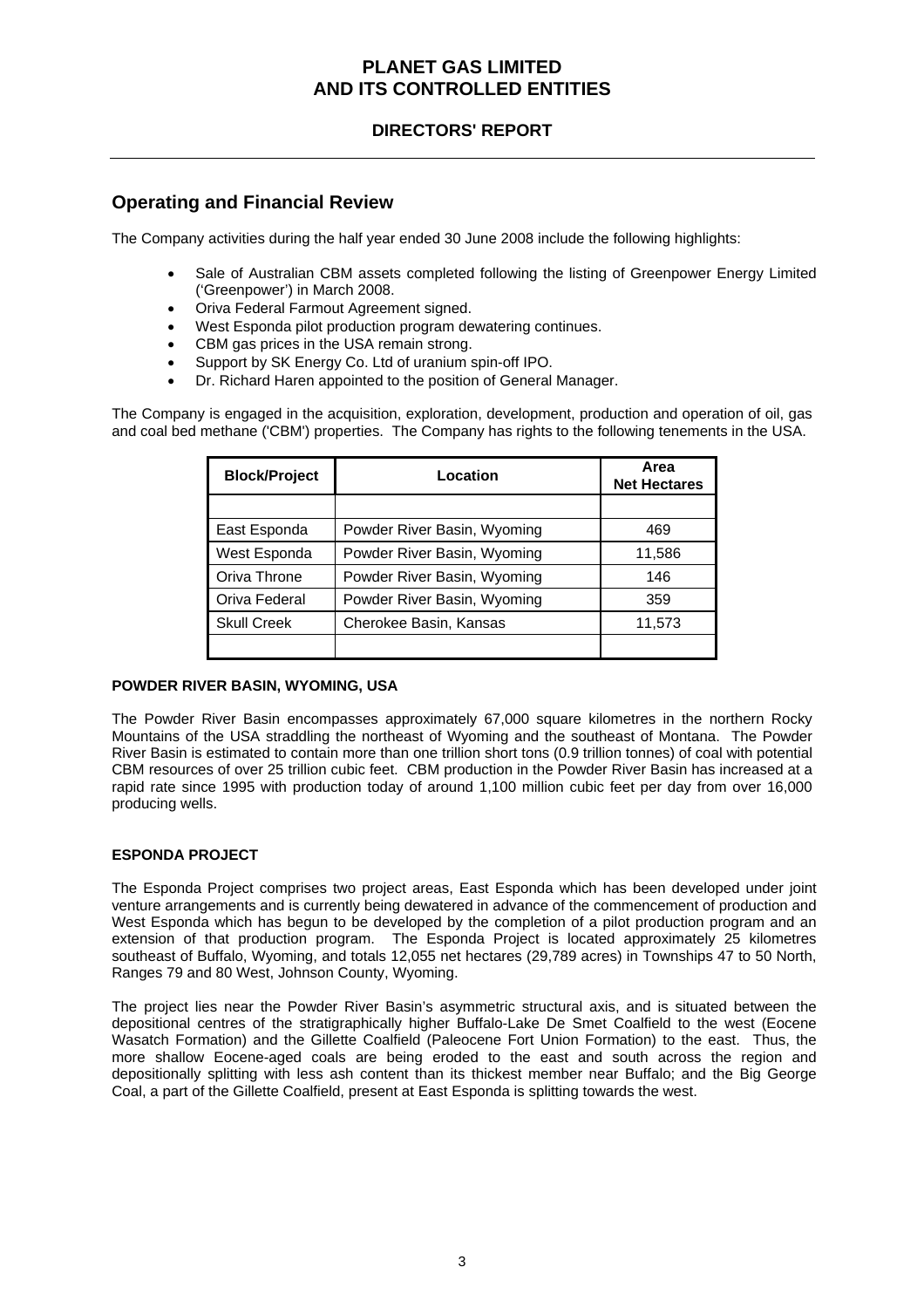# PLANET GAS LIMITED
# AND ITS CONTROLLED ENTITIES

## DIRECTORS' REPORT

## Operating and Financial Review

The Company activities during the half year ended 30 June 2008 include the following highlights:

- Sale of Australian CBM assets completed following the listing of Greenpower Energy Limited ('Greenpower') in March 2008.
- Oriva Federal Farmout Agreement signed.
- West Esponda pilot production program dewatering continues.
- CBM gas prices in the USA remain strong.
- Support by SK Energy Co. Ltd of uranium spin-off IPO.
- Dr. Richard Haren appointed to the position of General Manager.

The Company is engaged in the acquisition, exploration, development, production and operation of oil, gas and coal bed methane ('CBM') properties. The Company has rights to the following tenements in the USA.

| Block/Project | Location | Area Net Hectares |
|---|---|---|
| | | |
| East Esponda | Powder River Basin, Wyoming | 469 |
| West Esponda | Powder River Basin, Wyoming | 11,586 |
| Oriva Throne | Powder River Basin, Wyoming | 146 |
| Oriva Federal | Powder River Basin, Wyoming | 359 |
| Skull Creek | Cherokee Basin, Kansas | 11,573 |
| | | |

**POWDER RIVER BASIN, WYOMING, USA**

The Powder River Basin encompasses approximately 67,000 square kilometres in the northern Rocky Mountains of the USA straddling the northeast of Wyoming and the southeast of Montana. The Powder River Basin is estimated to contain more than one trillion short tons (0.9 trillion tonnes) of coal with potential CBM resources of over 25 trillion cubic feet. CBM production in the Powder River Basin has increased at a rapid rate since 1995 with production today of around 1,100 million cubic feet per day from over 16,000 producing wells.

**ESPONDA PROJECT**

The Esponda Project comprises two project areas, East Esponda which has been developed under joint venture arrangements and is currently being dewatered in advance of the commencement of production and West Esponda which has begun to be developed by the completion of a pilot production program and an extension of that production program. The Esponda Project is located approximately 25 kilometres southeast of Buffalo, Wyoming, and totals 12,055 net hectares (29,789 acres) in Townships 47 to 50 North, Ranges 79 and 80 West, Johnson County, Wyoming.

The project lies near the Powder River Basin's asymmetric structural axis, and is situated between the depositional centres of the stratigraphically higher Buffalo-Lake De Smet Coalfield to the west (Eocene Wasatch Formation) and the Gillette Coalfield (Paleocene Fort Union Formation) to the east. Thus, the more shallow Eocene-aged coals are being eroded to the east and south across the region and depositionally splitting with less ash content than its thickest member near Buffalo; and the Big George Coal, a part of the Gillette Coalfield, present at East Esponda is splitting towards the west.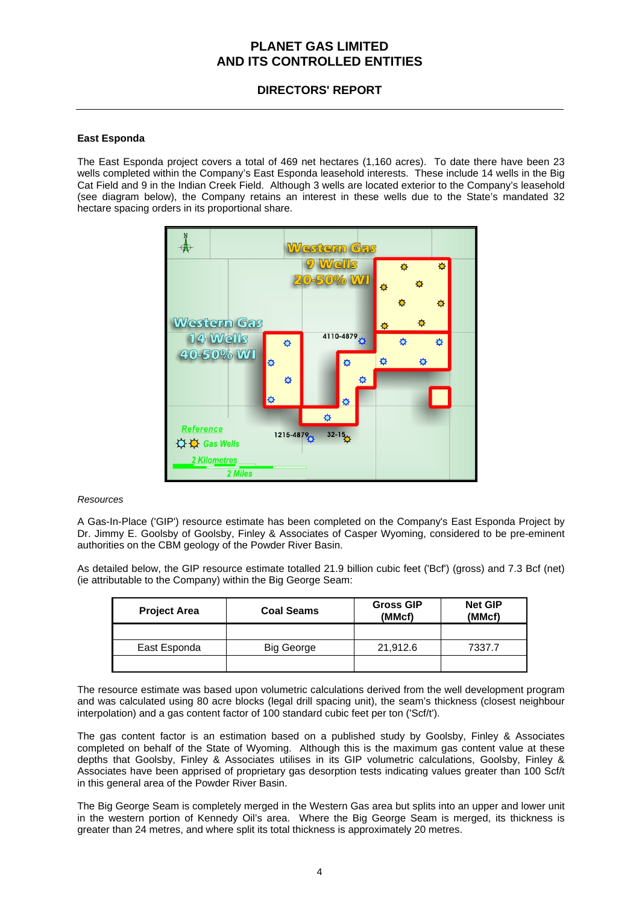### East Esponda

The East Esponda project covers a total of 469 net hectares (1,160 acres). To date there have been 23 wells completed within the Company's East Esponda leasehold interests. These include 14 wells in the Big Cat Field and 9 in the Indian Creek Field. Although 3 wells are located exterior to the Company's leasehold (see diagram below), the Company retains an interest in these wells due to the State's mandated 32 hectare spacing orders in its proportional share.

*Resources*

A Gas-In-Place ('GIP') resource estimate has been completed on the Company's East Esponda Project by Dr. Jimmy E. Goolsby of Goolsby, Finley & Associates of Casper Wyoming, considered to be pre-eminent authorities on the CBM geology of the Powder River Basin.

As detailed below, the GIP resource estimate totalled 21.9 billion cubic feet ('Bcf') (gross) and 7.3 Bcf (net) (ie attributable to the Company) within the Big George Seam:

| Project Area | Coal Seams | Gross GIP (MMcf) | Net GIP (MMcf) |
|---|---|---|---|
| | | | |
| East Esponda | Big George | 21,912.6 | 7337.7 |
| | | | |

The resource estimate was based upon volumetric calculations derived from the well development program and was calculated using 80 acre blocks (legal drill spacing unit), the seam's thickness (closest neighbour interpolation) and a gas content factor of 100 standard cubic feet per ton ('Scf/t').

The gas content factor is an estimation based on a published study by Goolsby, Finley & Associates completed on behalf of the State of Wyoming. Although this is the maximum gas content value at these depths that Goolsby, Finley & Associates utilises in its GIP volumetric calculations, Goolsby, Finley & Associates have been apprised of proprietary gas desorption tests indicating values greater than 100 Scf/t in this general area of the Powder River Basin.

The Big George Seam is completely merged in the Western Gas area but splits into an upper and lower unit in the western portion of Kennedy Oil's area. Where the Big George Seam is merged, its thickness is greater than 24 metres, and where split its total thickness is approximately 20 metres.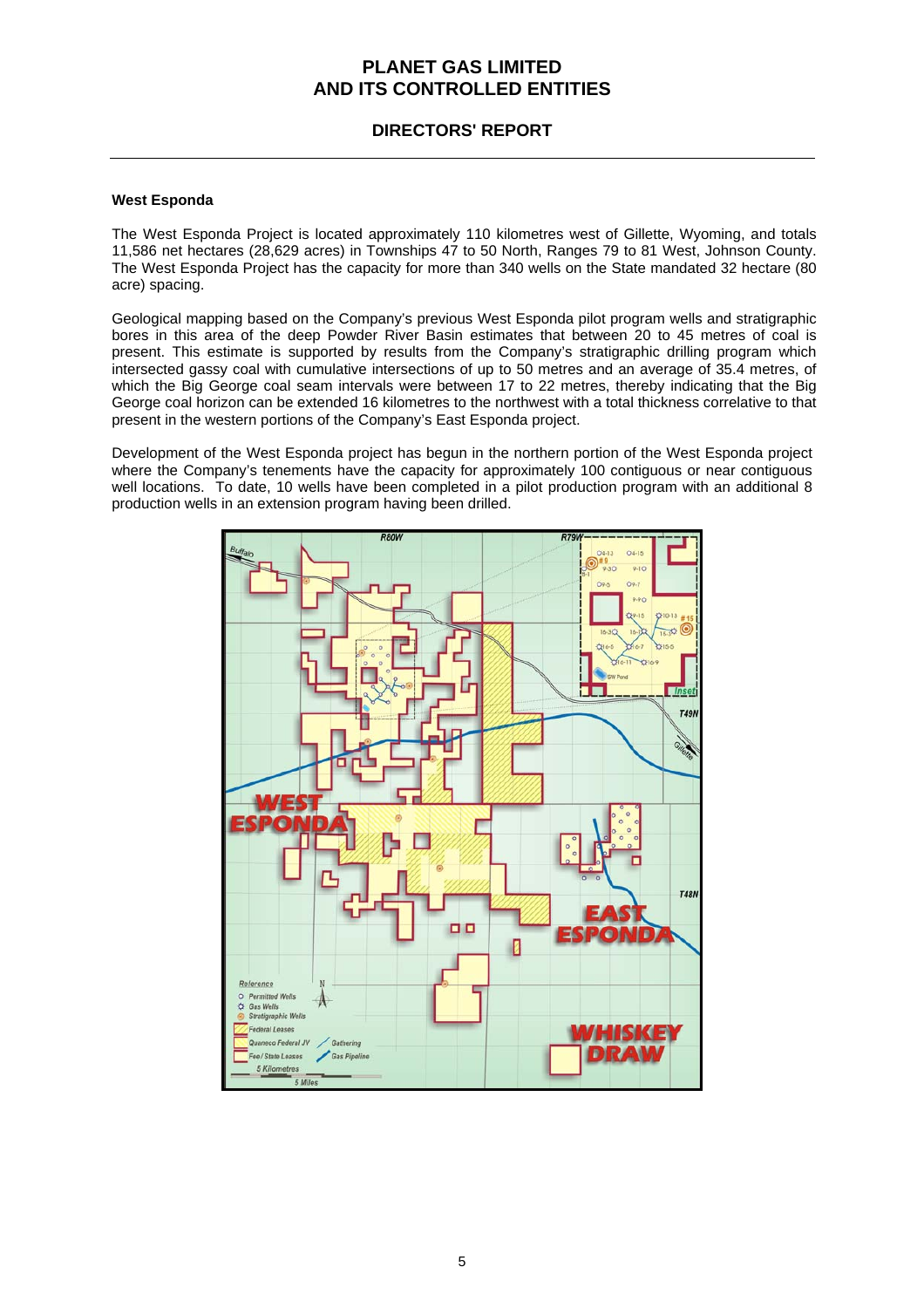### West Esponda

The West Esponda Project is located approximately 110 kilometres west of Gillette, Wyoming, and totals 11,586 net hectares (28,629 acres) in Townships 47 to 50 North, Ranges 79 to 81 West, Johnson County. The West Esponda Project has the capacity for more than 340 wells on the State mandated 32 hectare (80 acre) spacing.

Geological mapping based on the Company's previous West Esponda pilot program wells and stratigraphic bores in this area of the deep Powder River Basin estimates that between 20 to 45 metres of coal is present. This estimate is supported by results from the Company's stratigraphic drilling program which intersected gassy coal with cumulative intersections of up to 50 metres and an average of 35.4 metres, of which the Big George coal seam intervals were between 17 to 22 metres, thereby indicating that the Big George coal horizon can be extended 16 kilometres to the northwest with a total thickness correlative to that present in the western portions of the Company's East Esponda project.

Development of the West Esponda project has begun in the northern portion of the West Esponda project where the Company's tenements have the capacity for approximately 100 contiguous or near contiguous well locations. To date, 10 wells have been completed in a pilot production program with an additional 8 production wells in an extension program having been drilled.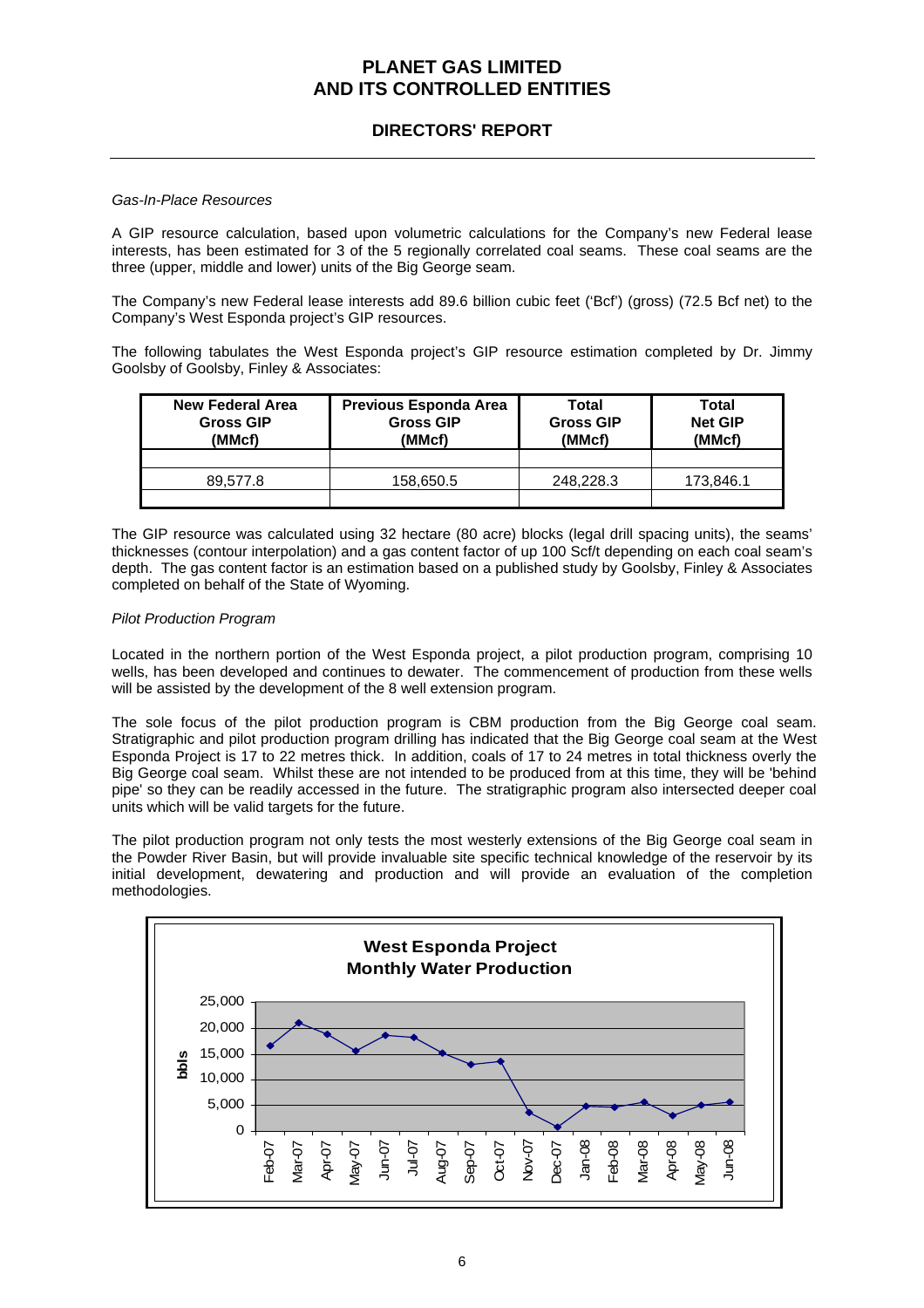*Gas-In-Place Resources*

A GIP resource calculation, based upon volumetric calculations for the Company's new Federal lease interests, has been estimated for 3 of the 5 regionally correlated coal seams. These coal seams are the three (upper, middle and lower) units of the Big George seam.

The Company's new Federal lease interests add 89.6 billion cubic feet ('Bcf') (gross) (72.5 Bcf net) to the Company's West Esponda project's GIP resources.

The following tabulates the West Esponda project's GIP resource estimation completed by Dr. Jimmy Goolsby of Goolsby, Finley & Associates:

| New Federal Area Gross GIP (MMcf) | Previous Esponda Area Gross GIP (MMcf) | Total Gross GIP (MMcf) | Total Net GIP (MMcf) |
|---|---|---|---|
| 89,577.8 | 158,650.5 | 248,228.3 | 173,846.1 |

The GIP resource was calculated using 32 hectare (80 acre) blocks (legal drill spacing units), the seams' thicknesses (contour interpolation) and a gas content factor of up 100 Scf/t depending on each coal seam's depth. The gas content factor is an estimation based on a published study by Goolsby, Finley & Associates completed on behalf of the State of Wyoming.

*Pilot Production Program*

Located in the northern portion of the West Esponda project, a pilot production program, comprising 10 wells, has been developed and continues to dewater. The commencement of production from these wells will be assisted by the development of the 8 well extension program.

The sole focus of the pilot production program is CBM production from the Big George coal seam. Stratigraphic and pilot production program drilling has indicated that the Big George coal seam at the West Esponda Project is 17 to 22 metres thick. In addition, coals of 17 to 24 metres in total thickness overly the Big George coal seam. Whilst these are not intended to be produced from at this time, they will be 'behind pipe' so they can be readily accessed in the future. The stratigraphic program also intersected deeper coal units which will be valid targets for the future.

The pilot production program not only tests the most westerly extensions of the Big George coal seam in the Powder River Basin, but will provide invaluable site specific technical knowledge of the reservoir by its initial development, dewatering and production and will provide an evaluation of the completion methodologies.

**West Esponda Project Monthly Water Production**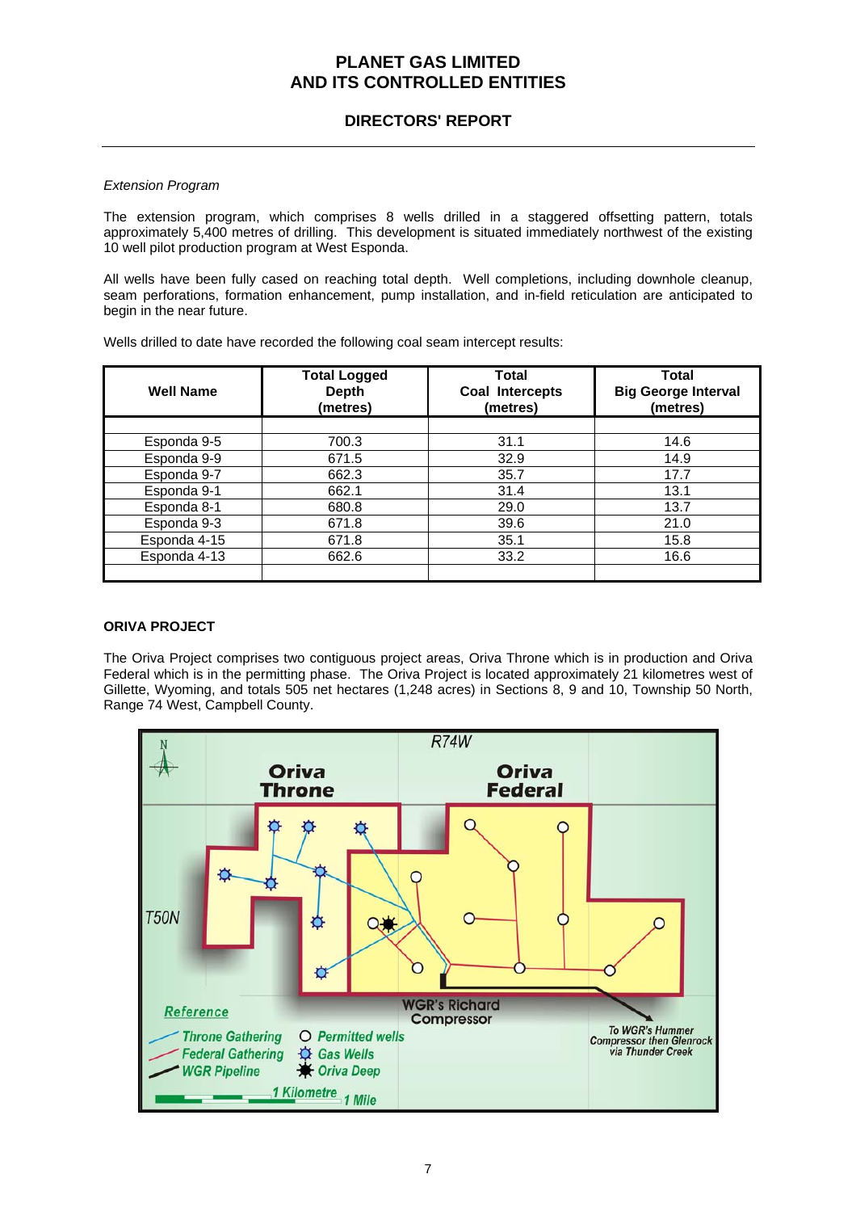*Extension Program*

The extension program, which comprises 8 wells drilled in a staggered offsetting pattern, totals approximately 5,400 metres of drilling. This development is situated immediately northwest of the existing 10 well pilot production program at West Esponda.

All wells have been fully cased on reaching total depth. Well completions, including downhole cleanup, seam perforations, formation enhancement, pump installation, and in-field reticulation are anticipated to begin in the near future.

Wells drilled to date have recorded the following coal seam intercept results:

| Well Name | Total Logged Depth (metres) | Total Coal Intercepts (metres) | Total Big George Interval (metres) |
|---|---|---|---|
| Esponda 9-5 | 700.3 | 31.1 | 14.6 |
| Esponda 9-9 | 671.5 | 32.9 | 14.9 |
| Esponda 9-7 | 662.3 | 35.7 | 17.7 |
| Esponda 9-1 | 662.1 | 31.4 | 13.1 |
| Esponda 8-1 | 680.8 | 29.0 | 13.7 |
| Esponda 9-3 | 671.8 | 39.6 | 21.0 |
| Esponda 4-15 | 671.8 | 35.1 | 15.8 |
| Esponda 4-13 | 662.6 | 33.2 | 16.6 |

**ORIVA PROJECT**

The Oriva Project comprises two contiguous project areas, Oriva Throne which is in production and Oriva Federal which is in the permitting phase. The Oriva Project is located approximately 21 kilometres west of Gillette, Wyoming, and totals 505 net hectares (1,248 acres) in Sections 8, 9 and 10, Township 50 North, Range 74 West, Campbell County.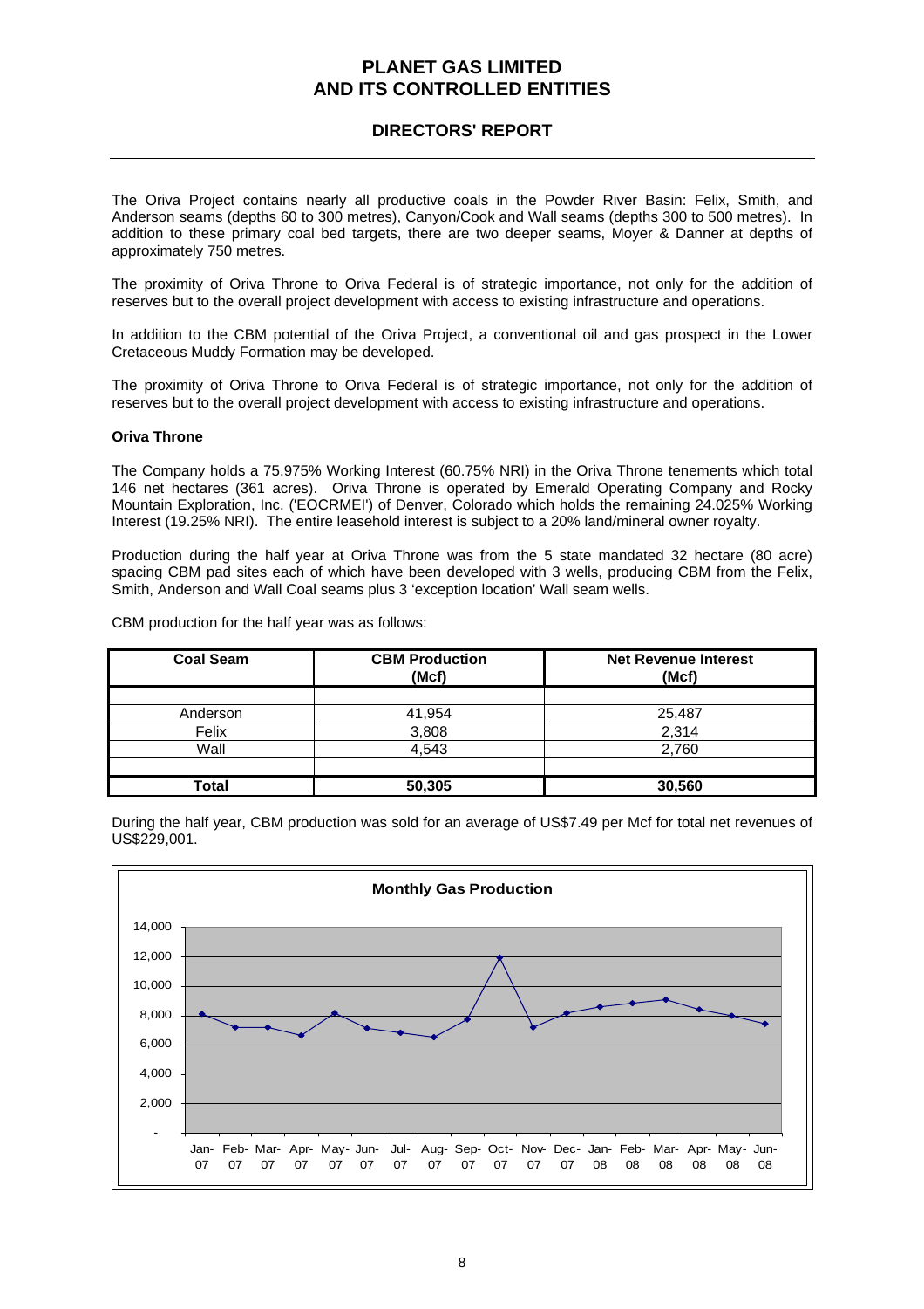The Oriva Project contains nearly all productive coals in the Powder River Basin: Felix, Smith, and Anderson seams (depths 60 to 300 metres), Canyon/Cook and Wall seams (depths 300 to 500 metres). In addition to these primary coal bed targets, there are two deeper seams, Moyer & Danner at depths of approximately 750 metres.

The proximity of Oriva Throne to Oriva Federal is of strategic importance, not only for the addition of reserves but to the overall project development with access to existing infrastructure and operations.

In addition to the CBM potential of the Oriva Project, a conventional oil and gas prospect in the Lower Cretaceous Muddy Formation may be developed.

The proximity of Oriva Throne to Oriva Federal is of strategic importance, not only for the addition of reserves but to the overall project development with access to existing infrastructure and operations.

**Oriva Throne**

The Company holds a 75.975% Working Interest (60.75% NRI) in the Oriva Throne tenements which total 146 net hectares (361 acres). Oriva Throne is operated by Emerald Operating Company and Rocky Mountain Exploration, Inc. ('EOCRMEI') of Denver, Colorado which holds the remaining 24.025% Working Interest (19.25% NRI). The entire leasehold interest is subject to a 20% land/mineral owner royalty.

Production during the half year at Oriva Throne was from the 5 state mandated 32 hectare (80 acre) spacing CBM pad sites each of which have been developed with 3 wells, producing CBM from the Felix, Smith, Anderson and Wall Coal seams plus 3 'exception location' Wall seam wells.

CBM production for the half year was as follows:

| Coal Seam | CBM Production (Mcf) | Net Revenue Interest (Mcf) |
|---|---|---|
| Anderson | 41,954 | 25,487 |
| Felix | 3,808 | 2,314 |
| Wall | 4,543 | 2,760 |
| **Total** | **50,305** | **30,560** |

During the half year, CBM production was sold for an average of US$7.49 per Mcf for total net revenues of US$229,001.

**Monthly Gas Production**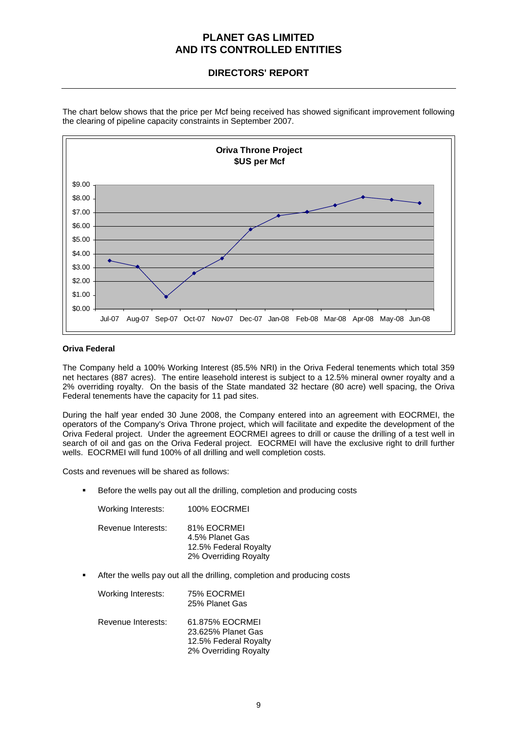The chart below shows that the price per Mcf being received has showed significant improvement following the clearing of pipeline capacity constraints in September 2007.

**Oriva Throne Project**
**$US per Mcf**

#### Oriva Federal

The Company held a 100% Working Interest (85.5% NRI) in the Oriva Federal tenements which total 359 net hectares (887 acres). The entire leasehold interest is subject to a 12.5% mineral owner royalty and a 2% overriding royalty. On the basis of the State mandated 32 hectare (80 acre) well spacing, the Oriva Federal tenements have the capacity for 11 pad sites.

During the half year ended 30 June 2008, the Company entered into an agreement with EOCRMEI, the operators of the Company's Oriva Throne project, which will facilitate and expedite the development of the Oriva Federal project. Under the agreement EOCRMEI agrees to drill or cause the drilling of a test well in search of oil and gas on the Oriva Federal project. EOCRMEI will have the exclusive right to drill further wells. EOCRMEI will fund 100% of all drilling and well completion costs.

Costs and revenues will be shared as follows:

- Before the wells pay out all the drilling, completion and producing costs

  Working Interests: 100% EOCRMEI

  Revenue Interests: 81% EOCRMEI
  4.5% Planet Gas
  12.5% Federal Royalty
  2% Overriding Royalty

- After the wells pay out all the drilling, completion and producing costs

  Working Interests: 75% EOCRMEI
  25% Planet Gas

  Revenue Interests: 61.875% EOCRMEI
  23.625% Planet Gas
  12.5% Federal Royalty
  2% Overriding Royalty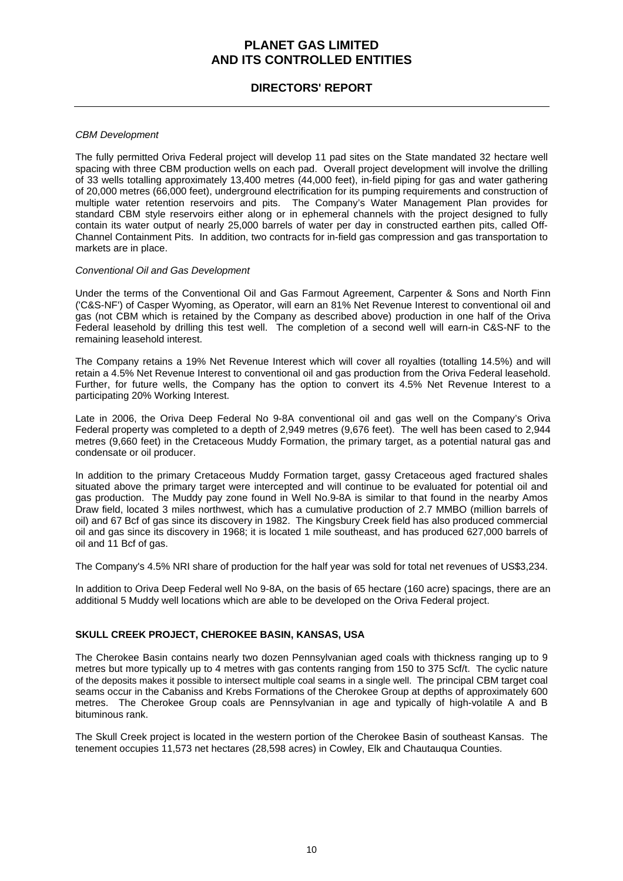*CBM Development*

The fully permitted Oriva Federal project will develop 11 pad sites on the State mandated 32 hectare well spacing with three CBM production wells on each pad. Overall project development will involve the drilling of 33 wells totalling approximately 13,400 metres (44,000 feet), in-field piping for gas and water gathering of 20,000 metres (66,000 feet), underground electrification for its pumping requirements and construction of multiple water retention reservoirs and pits. The Company's Water Management Plan provides for standard CBM style reservoirs either along or in ephemeral channels with the project designed to fully contain its water output of nearly 25,000 barrels of water per day in constructed earthen pits, called Off-Channel Containment Pits. In addition, two contracts for in-field gas compression and gas transportation to markets are in place.

*Conventional Oil and Gas Development*

Under the terms of the Conventional Oil and Gas Farmout Agreement, Carpenter & Sons and North Finn ('C&S-NF') of Casper Wyoming, as Operator, will earn an 81% Net Revenue Interest to conventional oil and gas (not CBM which is retained by the Company as described above) production in one half of the Oriva Federal leasehold by drilling this test well. The completion of a second well will earn-in C&S-NF to the remaining leasehold interest.

The Company retains a 19% Net Revenue Interest which will cover all royalties (totalling 14.5%) and will retain a 4.5% Net Revenue Interest to conventional oil and gas production from the Oriva Federal leasehold. Further, for future wells, the Company has the option to convert its 4.5% Net Revenue Interest to a participating 20% Working Interest.

Late in 2006, the Oriva Deep Federal No 9-8A conventional oil and gas well on the Company's Oriva Federal property was completed to a depth of 2,949 metres (9,676 feet). The well has been cased to 2,944 metres (9,660 feet) in the Cretaceous Muddy Formation, the primary target, as a potential natural gas and condensate or oil producer.

In addition to the primary Cretaceous Muddy Formation target, gassy Cretaceous aged fractured shales situated above the primary target were intercepted and will continue to be evaluated for potential oil and gas production. The Muddy pay zone found in Well No.9-8A is similar to that found in the nearby Amos Draw field, located 3 miles northwest, which has a cumulative production of 2.7 MMBO (million barrels of oil) and 67 Bcf of gas since its discovery in 1982. The Kingsbury Creek field has also produced commercial oil and gas since its discovery in 1968; it is located 1 mile southeast, and has produced 627,000 barrels of oil and 11 Bcf of gas.

The Company's 4.5% NRI share of production for the half year was sold for total net revenues of US$3,234.

In addition to Oriva Deep Federal well No 9-8A, on the basis of 65 hectare (160 acre) spacings, there are an additional 5 Muddy well locations which are able to be developed on the Oriva Federal project.

**SKULL CREEK PROJECT, CHEROKEE BASIN, KANSAS, USA**

The Cherokee Basin contains nearly two dozen Pennsylvanian aged coals with thickness ranging up to 9 metres but more typically up to 4 metres with gas contents ranging from 150 to 375 Scf/t. The cyclic nature of the deposits makes it possible to intersect multiple coal seams in a single well. The principal CBM target coal seams occur in the Cabaniss and Krebs Formations of the Cherokee Group at depths of approximately 600 metres. The Cherokee Group coals are Pennsylvanian in age and typically of high-volatile A and B bituminous rank.

The Skull Creek project is located in the western portion of the Cherokee Basin of southeast Kansas. The tenement occupies 11,573 net hectares (28,598 acres) in Cowley, Elk and Chautauqua Counties.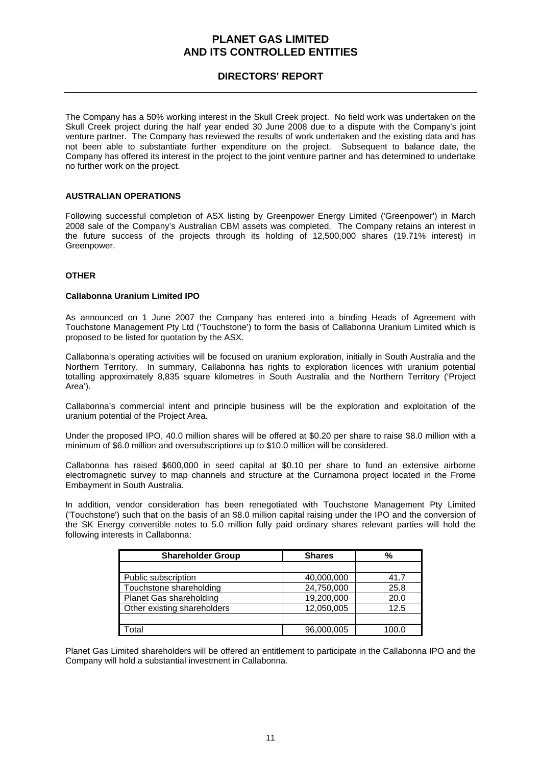The Company has a 50% working interest in the Skull Creek project. No field work was undertaken on the Skull Creek project during the half year ended 30 June 2008 due to a dispute with the Company's joint venture partner. The Company has reviewed the results of work undertaken and the existing data and has not been able to substantiate further expenditure on the project. Subsequent to balance date, the Company has offered its interest in the project to the joint venture partner and has determined to undertake no further work on the project.

**AUSTRALIAN OPERATIONS**

Following successful completion of ASX listing by Greenpower Energy Limited ('Greenpower') in March 2008 sale of the Company's Australian CBM assets was completed. The Company retains an interest in the future success of the projects through its holding of 12,500,000 shares (19.71% interest) in Greenpower.

**OTHER**

**Callabonna Uranium Limited IPO**

As announced on 1 June 2007 the Company has entered into a binding Heads of Agreement with Touchstone Management Pty Ltd ('Touchstone') to form the basis of Callabonna Uranium Limited which is proposed to be listed for quotation by the ASX.

Callabonna's operating activities will be focused on uranium exploration, initially in South Australia and the Northern Territory. In summary, Callabonna has rights to exploration licences with uranium potential totalling approximately 8,835 square kilometres in South Australia and the Northern Territory ('Project Area').

Callabonna's commercial intent and principle business will be the exploration and exploitation of the uranium potential of the Project Area.

Under the proposed IPO, 40.0 million shares will be offered at $0.20 per share to raise $8.0 million with a minimum of $6.0 million and oversubscriptions up to $10.0 million will be considered.

Callabonna has raised $600,000 in seed capital at $0.10 per share to fund an extensive airborne electromagnetic survey to map channels and structure at the Curnamona project located in the Frome Embayment in South Australia.

In addition, vendor consideration has been renegotiated with Touchstone Management Pty Limited ('Touchstone') such that on the basis of an $8.0 million capital raising under the IPO and the conversion of the SK Energy convertible notes to 5.0 million fully paid ordinary shares relevant parties will hold the following interests in Callabonna:

| Shareholder Group | Shares | % |
|---|---|---|
| | | |
| Public subscription | 40,000,000 | 41.7 |
| Touchstone shareholding | 24,750,000 | 25.8 |
| Planet Gas shareholding | 19,200,000 | 20.0 |
| Other existing shareholders | 12,050,005 | 12.5 |
| | | |
| Total | 96,000,005 | 100.0 |

Planet Gas Limited shareholders will be offered an entitlement to participate in the Callabonna IPO and the Company will hold a substantial investment in Callabonna.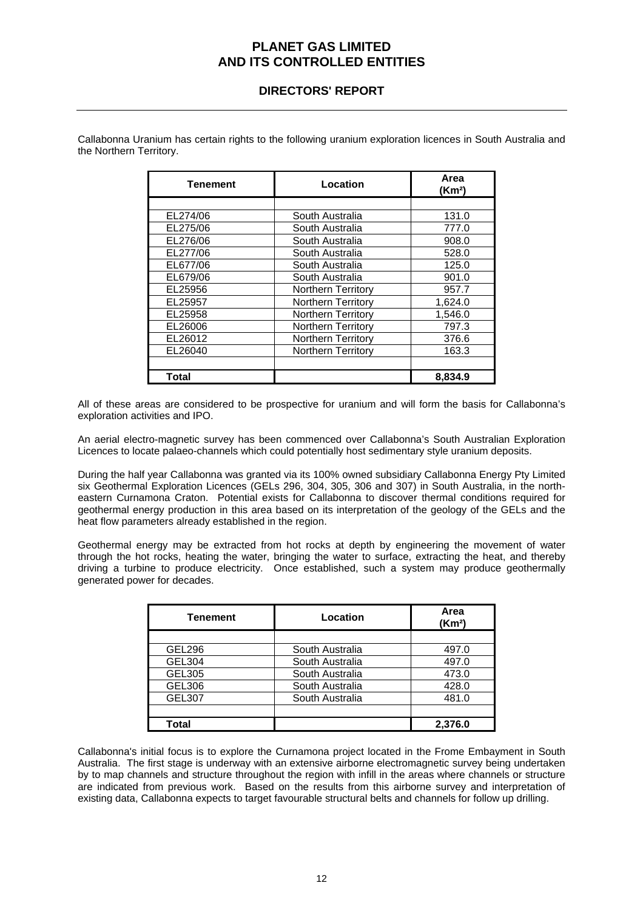Callabonna Uranium has certain rights to the following uranium exploration licences in South Australia and the Northern Territory.

| Tenement | Location | Area (Km²) |
|---|---|---|
| | | |
| EL274/06 | South Australia | 131.0 |
| EL275/06 | South Australia | 777.0 |
| EL276/06 | South Australia | 908.0 |
| EL277/06 | South Australia | 528.0 |
| EL677/06 | South Australia | 125.0 |
| EL679/06 | South Australia | 901.0 |
| EL25956 | Northern Territory | 957.7 |
| EL25957 | Northern Territory | 1,624.0 |
| EL25958 | Northern Territory | 1,546.0 |
| EL26006 | Northern Territory | 797.3 |
| EL26012 | Northern Territory | 376.6 |
| EL26040 | Northern Territory | 163.3 |
| | | |
| **Total** | | **8,834.9** |

All of these areas are considered to be prospective for uranium and will form the basis for Callabonna's exploration activities and IPO.

An aerial electro-magnetic survey has been commenced over Callabonna's South Australian Exploration Licences to locate palaeo-channels which could potentially host sedimentary style uranium deposits.

During the half year Callabonna was granted via its 100% owned subsidiary Callabonna Energy Pty Limited six Geothermal Exploration Licences (GELs 296, 304, 305, 306 and 307) in South Australia, in the north-eastern Curnamona Craton. Potential exists for Callabonna to discover thermal conditions required for geothermal energy production in this area based on its interpretation of the geology of the GELs and the heat flow parameters already established in the region.

Geothermal energy may be extracted from hot rocks at depth by engineering the movement of water through the hot rocks, heating the water, bringing the water to surface, extracting the heat, and thereby driving a turbine to produce electricity. Once established, such a system may produce geothermally generated power for decades.

| Tenement | Location | Area (Km²) |
|---|---|---|
| | | |
| GEL296 | South Australia | 497.0 |
| GEL304 | South Australia | 497.0 |
| GEL305 | South Australia | 473.0 |
| GEL306 | South Australia | 428.0 |
| GEL307 | South Australia | 481.0 |
| | | |
| **Total** | | **2,376.0** |

Callabonna's initial focus is to explore the Curnamona project located in the Frome Embayment in South Australia. The first stage is underway with an extensive airborne electromagnetic survey being undertaken by to map channels and structure throughout the region with infill in the areas where channels or structure are indicated from previous work. Based on the results from this airborne survey and interpretation of existing data, Callabonna expects to target favourable structural belts and channels for follow up drilling.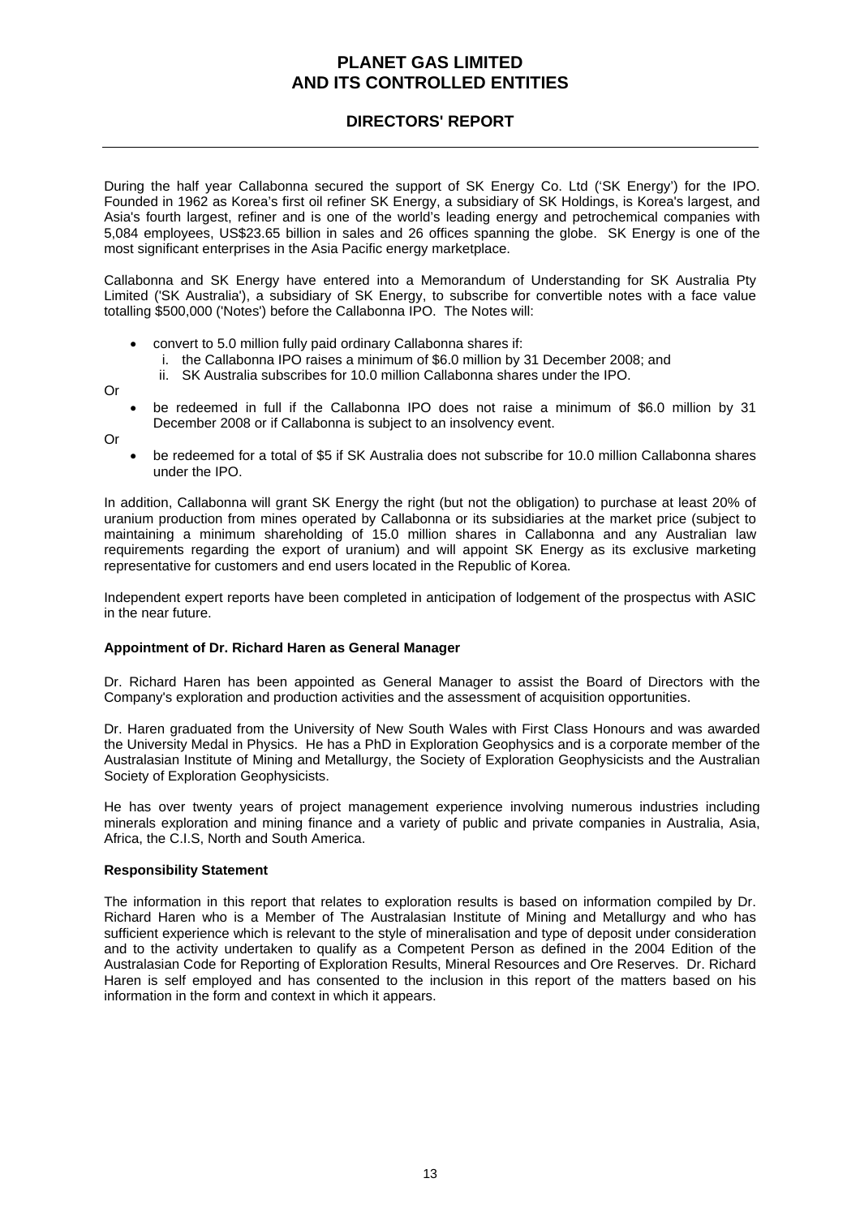During the half year Callabonna secured the support of SK Energy Co. Ltd ('SK Energy') for the IPO. Founded in 1962 as Korea's first oil refiner SK Energy, a subsidiary of SK Holdings, is Korea's largest, and Asia's fourth largest, refiner and is one of the world's leading energy and petrochemical companies with 5,084 employees, US$23.65 billion in sales and 26 offices spanning the globe. SK Energy is one of the most significant enterprises in the Asia Pacific energy marketplace.

Callabonna and SK Energy have entered into a Memorandum of Understanding for SK Australia Pty Limited ('SK Australia'), a subsidiary of SK Energy, to subscribe for convertible notes with a face value totalling $500,000 ('Notes') before the Callabonna IPO. The Notes will:

- convert to 5.0 million fully paid ordinary Callabonna shares if:
  1. the Callabonna IPO raises a minimum of $6.0 million by 31 December 2008; and
  2. SK Australia subscribes for 10.0 million Callabonna shares under the IPO.

Or

- be redeemed in full if the Callabonna IPO does not raise a minimum of $6.0 million by 31 December 2008 or if Callabonna is subject to an insolvency event.

Or

- be redeemed for a total of $5 if SK Australia does not subscribe for 10.0 million Callabonna shares under the IPO.

In addition, Callabonna will grant SK Energy the right (but not the obligation) to purchase at least 20% of uranium production from mines operated by Callabonna or its subsidiaries at the market price (subject to maintaining a minimum shareholding of 15.0 million shares in Callabonna and any Australian law requirements regarding the export of uranium) and will appoint SK Energy as its exclusive marketing representative for customers and end users located in the Republic of Korea.

Independent expert reports have been completed in anticipation of lodgement of the prospectus with ASIC in the near future.

**Appointment of Dr. Richard Haren as General Manager**

Dr. Richard Haren has been appointed as General Manager to assist the Board of Directors with the Company's exploration and production activities and the assessment of acquisition opportunities.

Dr. Haren graduated from the University of New South Wales with First Class Honours and was awarded the University Medal in Physics. He has a PhD in Exploration Geophysics and is a corporate member of the Australasian Institute of Mining and Metallurgy, the Society of Exploration Geophysicists and the Australian Society of Exploration Geophysicists.

He has over twenty years of project management experience involving numerous industries including minerals exploration and mining finance and a variety of public and private companies in Australia, Asia, Africa, the C.I.S, North and South America.

**Responsibility Statement**

The information in this report that relates to exploration results is based on information compiled by Dr. Richard Haren who is a Member of The Australasian Institute of Mining and Metallurgy and who has sufficient experience which is relevant to the style of mineralisation and type of deposit under consideration and to the activity undertaken to qualify as a Competent Person as defined in the 2004 Edition of the Australasian Code for Reporting of Exploration Results, Mineral Resources and Ore Reserves. Dr. Richard Haren is self employed and has consented to the inclusion in this report of the matters based on his information in the form and context in which it appears.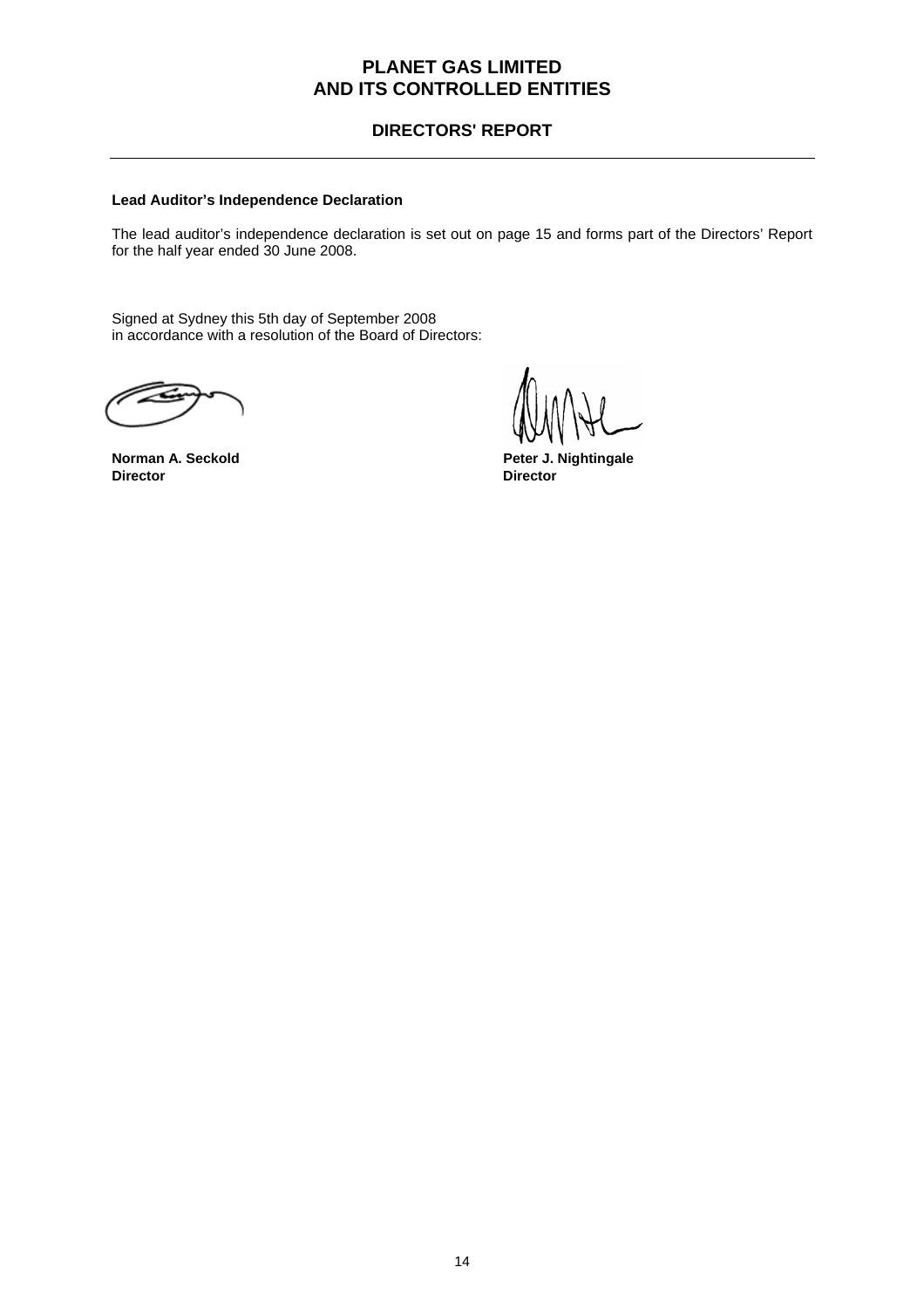# PLANET GAS LIMITED
# AND ITS CONTROLLED ENTITIES

## DIRECTORS' REPORT

---

**Lead Auditor's Independence Declaration**

The lead auditor's independence declaration is set out on page 15 and forms part of the Directors' Report for the half year ended 30 June 2008.

Signed at Sydney this 5th day of September 2008
in accordance with a resolution of the Board of Directors:

| | |
|---|---|
| **Norman A. Seckold** | **Peter J. Nightingale** |
| **Director** | **Director** |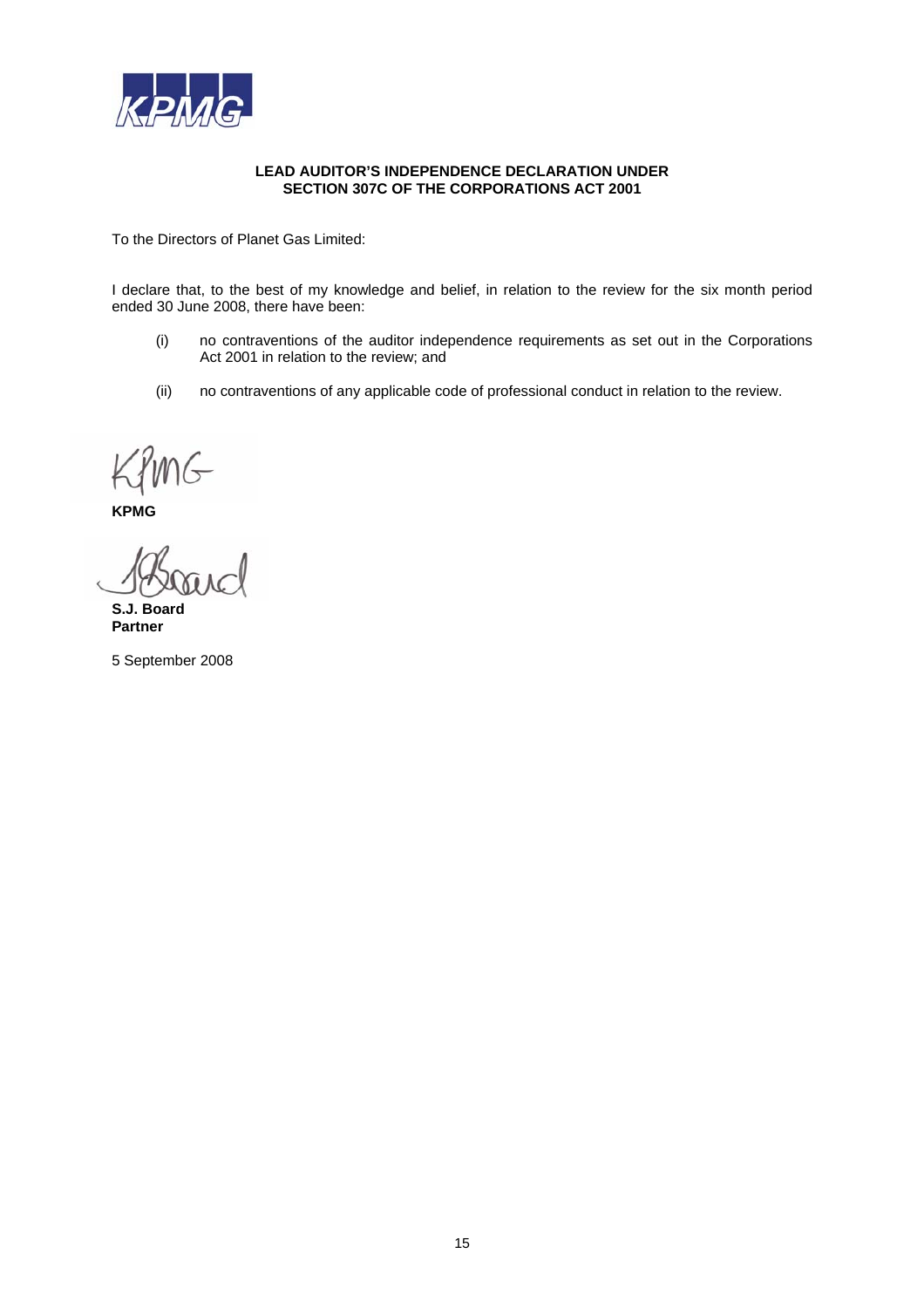**LEAD AUDITOR'S INDEPENDENCE DECLARATION UNDER SECTION 307C OF THE CORPORATIONS ACT 2001**

To the Directors of Planet Gas Limited:

I declare that, to the best of my knowledge and belief, in relation to the review for the six month period ended 30 June 2008, there have been:

(i) no contraventions of the auditor independence requirements as set out in the Corporations Act 2001 in relation to the review; and

(ii) no contraventions of any applicable code of professional conduct in relation to the review.

**KPMG**

**S.J. Board**
**Partner**

5 September 2008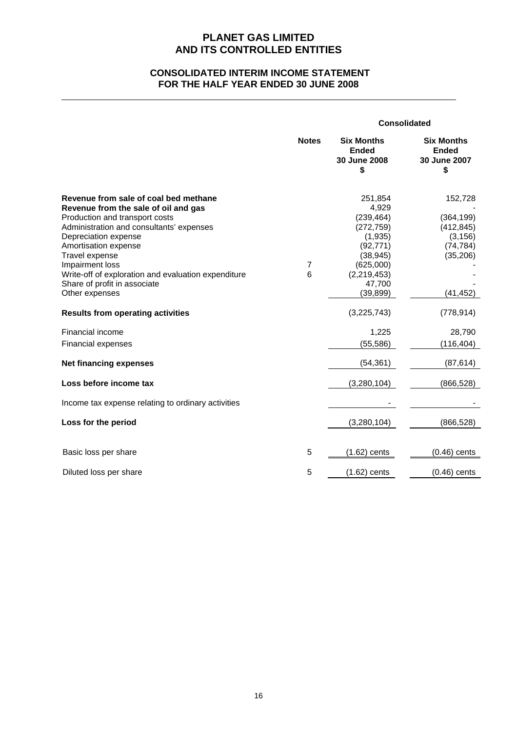# PLANET GAS LIMITED
# AND ITS CONTROLLED ENTITIES

## CONSOLIDATED INTERIM INCOME STATEMENT
## FOR THE HALF YEAR ENDED 30 JUNE 2008

| | Notes | Consolidated Six Months Ended 30 June 2008 $ | Consolidated Six Months Ended 30 June 2007 $ |
|---|---|---|---|
| **Revenue from sale of coal bed methane** | | 251,854 | 152,728 |
| **Revenue from the sale of oil and gas** | | 4,929 | - |
| Production and transport costs | | (239,464) | (364,199) |
| Administration and consultants' expenses | | (272,759) | (412,845) |
| Depreciation expense | | (1,935) | (3,156) |
| Amortisation expense | | (92,771) | (74,784) |
| Travel expense | | (38,945) | (35,206) |
| Impairment loss | 7 | (625,000) | - |
| Write-off of exploration and evaluation expenditure | 6 | (2,219,453) | - |
| Share of profit in associate | | 47,700 | - |
| Other expenses | | (39,899) | (41,452) |
| **Results from operating activities** | | (3,225,743) | (778,914) |
| Financial income | | 1,225 | 28,790 |
| Financial expenses | | (55,586) | (116,404) |
| **Net financing expenses** | | (54,361) | (87,614) |
| **Loss before income tax** | | (3,280,104) | (866,528) |
| Income tax expense relating to ordinary activities | | - | - |
| **Loss for the period** | | (3,280,104) | (866,528) |
| Basic loss per share | 5 | (1.62) cents | (0.46) cents |
| Diluted loss per share | 5 | (1.62) cents | (0.46) cents |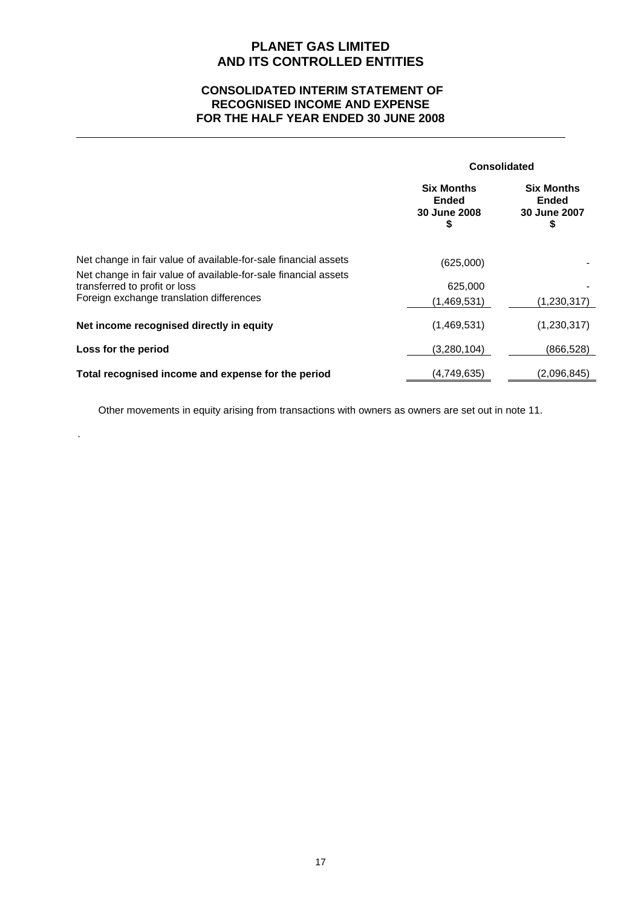# PLANET GAS LIMITED
# AND ITS CONTROLLED ENTITIES

## CONSOLIDATED INTERIM STATEMENT OF RECOGNISED INCOME AND EXPENSE FOR THE HALF YEAR ENDED 30 JUNE 2008

| | Consolidated | |
|---|---|---|
| | **Six Months Ended 30 June 2008 $** | **Six Months Ended 30 June 2007 $** |
| Net change in fair value of available-for-sale financial assets | (625,000) | - |
| Net change in fair value of available-for-sale financial assets transferred to profit or loss | 625,000 | - |
| Foreign exchange translation differences | (1,469,531) | (1,230,317) |
| **Net income recognised directly in equity** | (1,469,531) | (1,230,317) |
| **Loss for the period** | (3,280,104) | (866,528) |
| **Total recognised income and expense for the period** | (4,749,635) | (2,096,845) |

Other movements in equity arising from transactions with owners as owners are set out in note 11.

.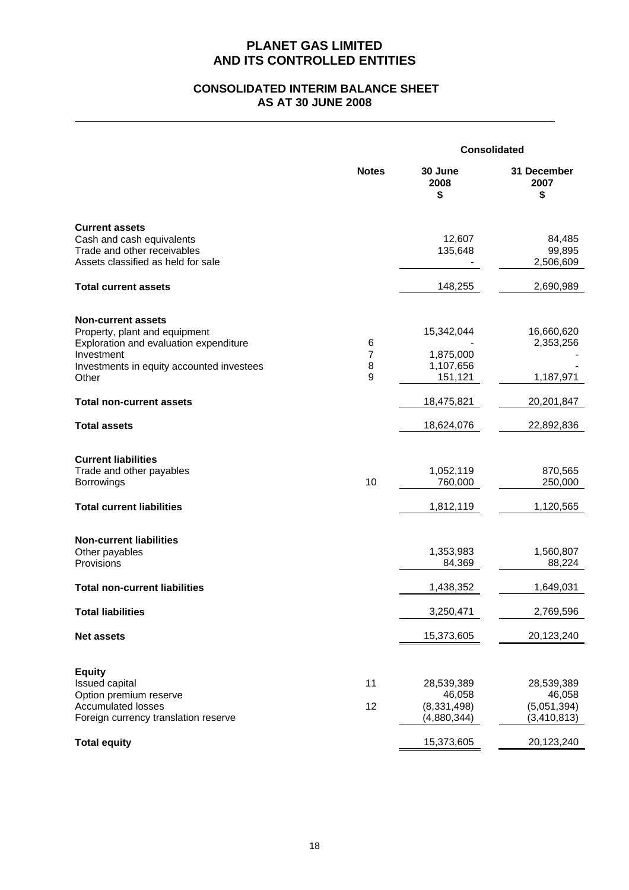# PLANET GAS LIMITED
# AND ITS CONTROLLED ENTITIES

## CONSOLIDATED INTERIM BALANCE SHEET
## AS AT 30 JUNE 2008

| | Notes | Consolidated | |
|---|---|---|---|
| | | **30 June 2008 $** | **31 December 2007 $** |
| **Current assets** | | | |
| Cash and cash equivalents | | 12,607 | 84,485 |
| Trade and other receivables | | 135,648 | 99,895 |
| Assets classified as held for sale | | - | 2,506,609 |
| **Total current assets** | | 148,255 | 2,690,989 |
| **Non-current assets** | | | |
| Property, plant and equipment | | 15,342,044 | 16,660,620 |
| Exploration and evaluation expenditure | 6 | - | 2,353,256 |
| Investment | 7 | 1,875,000 | - |
| Investments in equity accounted investees | 8 | 1,107,656 | - |
| Other | 9 | 151,121 | 1,187,971 |
| **Total non-current assets** | | 18,475,821 | 20,201,847 |
| **Total assets** | | 18,624,076 | 22,892,836 |
| **Current liabilities** | | | |
| Trade and other payables | | 1,052,119 | 870,565 |
| Borrowings | 10 | 760,000 | 250,000 |
| **Total current liabilities** | | 1,812,119 | 1,120,565 |
| **Non-current liabilities** | | | |
| Other payables | | 1,353,983 | 1,560,807 |
| Provisions | | 84,369 | 88,224 |
| **Total non-current liabilities** | | 1,438,352 | 1,649,031 |
| **Total liabilities** | | 3,250,471 | 2,769,596 |
| **Net assets** | | 15,373,605 | 20,123,240 |
| **Equity** | | | |
| Issued capital | 11 | 28,539,389 | 28,539,389 |
| Option premium reserve | | 46,058 | 46,058 |
| Accumulated losses | 12 | (8,331,498) | (5,051,394) |
| Foreign currency translation reserve | | (4,880,344) | (3,410,813) |
| **Total equity** | | 15,373,605 | 20,123,240 |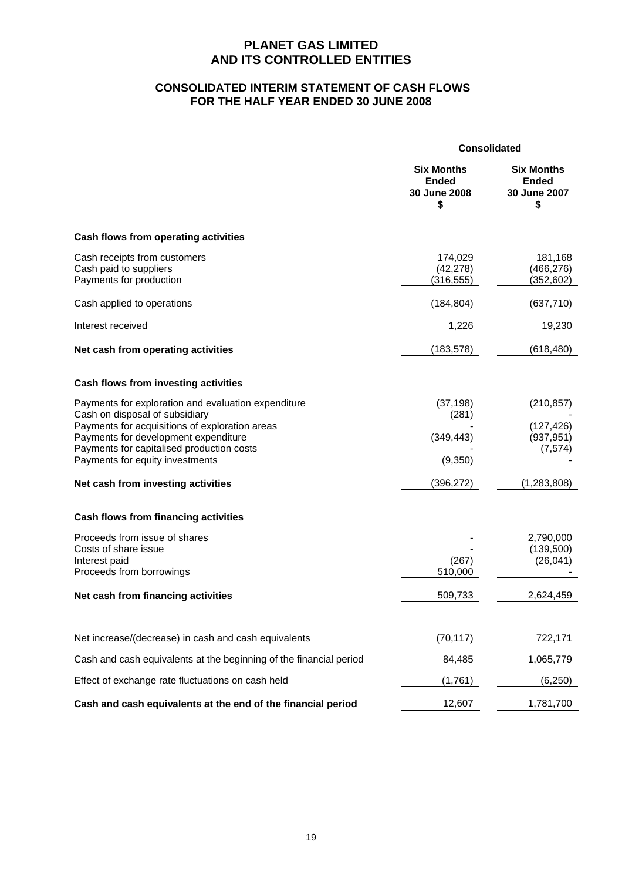# PLANET GAS LIMITED
# AND ITS CONTROLLED ENTITIES

## CONSOLIDATED INTERIM STATEMENT OF CASH FLOWS
## FOR THE HALF YEAR ENDED 30 JUNE 2008

| | Consolidated | |
|---|---|---|
| | **Six Months Ended 30 June 2008 $** | **Six Months Ended 30 June 2007 $** |
| **Cash flows from operating activities** | | |
| Cash receipts from customers | 174,029 | 181,168 |
| Cash paid to suppliers | (42,278) | (466,276) |
| Payments for production | (316,555) | (352,602) |
| Cash applied to operations | (184,804) | (637,710) |
| Interest received | 1,226 | 19,230 |
| **Net cash from operating activities** | (183,578) | (618,480) |
| **Cash flows from investing activities** | | |
| Payments for exploration and evaluation expenditure | (37,198) | (210,857) |
| Cash on disposal of subsidiary | (281) | - |
| Payments for acquisitions of exploration areas | - | (127,426) |
| Payments for development expenditure | (349,443) | (937,951) |
| Payments for capitalised production costs | - | (7,574) |
| Payments for equity investments | (9,350) | - |
| **Net cash from investing activities** | (396,272) | (1,283,808) |
| **Cash flows from financing activities** | | |
| Proceeds from issue of shares | - | 2,790,000 |
| Costs of share issue | - | (139,500) |
| Interest paid | (267) | (26,041) |
| Proceeds from borrowings | 510,000 | - |
| **Net cash from financing activities** | 509,733 | 2,624,459 |
| Net increase/(decrease) in cash and cash equivalents | (70,117) | 722,171 |
| Cash and cash equivalents at the beginning of the financial period | 84,485 | 1,065,779 |
| Effect of exchange rate fluctuations on cash held | (1,761) | (6,250) |
| **Cash and cash equivalents at the end of the financial period** | 12,607 | 1,781,700 |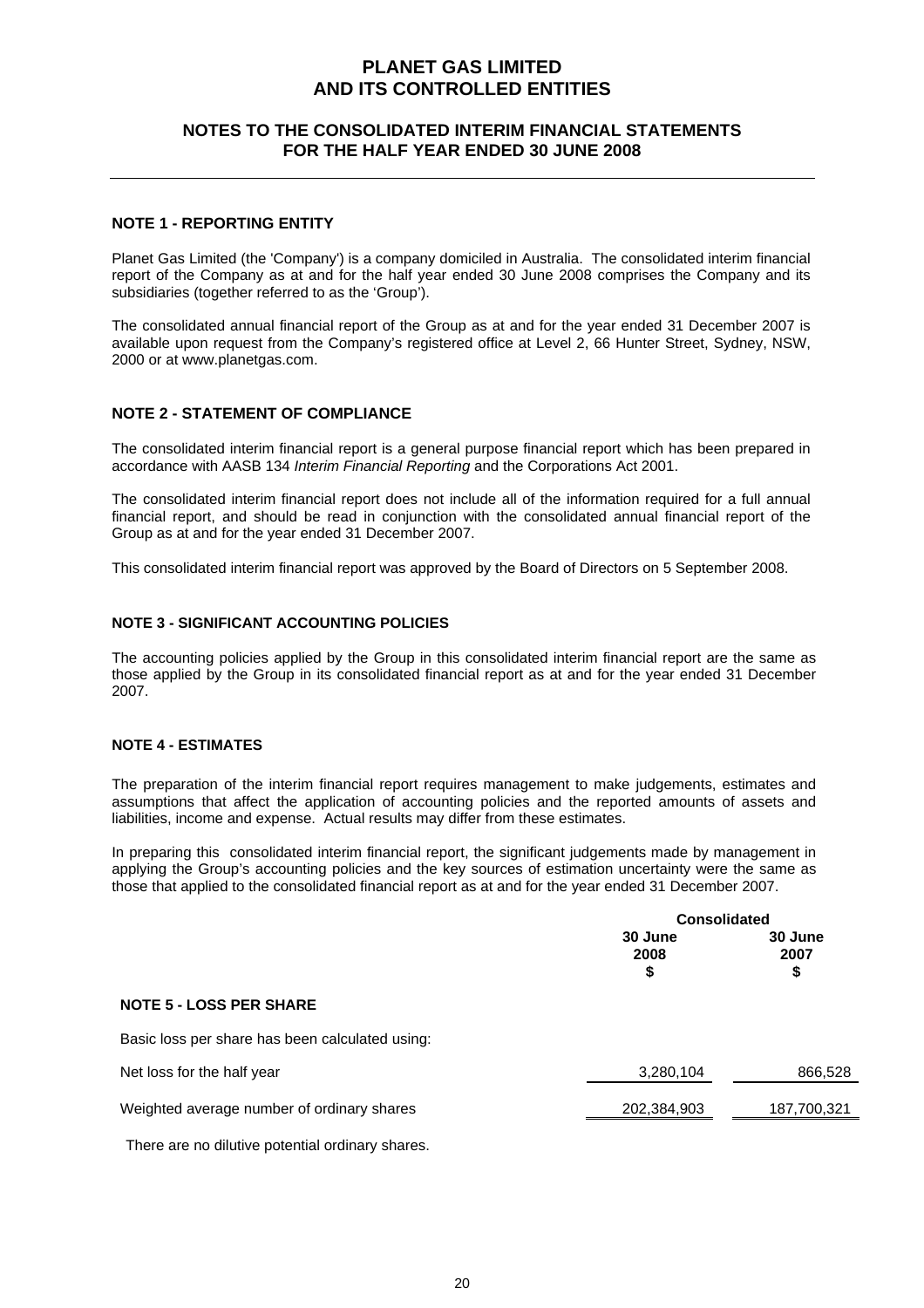# PLANET GAS LIMITED
# AND ITS CONTROLLED ENTITIES

## NOTES TO THE CONSOLIDATED INTERIM FINANCIAL STATEMENTS FOR THE HALF YEAR ENDED 30 JUNE 2008

### NOTE 1 - REPORTING ENTITY

Planet Gas Limited (the 'Company') is a company domiciled in Australia. The consolidated interim financial report of the Company as at and for the half year ended 30 June 2008 comprises the Company and its subsidiaries (together referred to as the 'Group').

The consolidated annual financial report of the Group as at and for the year ended 31 December 2007 is available upon request from the Company's registered office at Level 2, 66 Hunter Street, Sydney, NSW, 2000 or at www.planetgas.com.

### NOTE 2 - STATEMENT OF COMPLIANCE

The consolidated interim financial report is a general purpose financial report which has been prepared in accordance with AASB 134 *Interim Financial Reporting* and the Corporations Act 2001.

The consolidated interim financial report does not include all of the information required for a full annual financial report, and should be read in conjunction with the consolidated annual financial report of the Group as at and for the year ended 31 December 2007.

This consolidated interim financial report was approved by the Board of Directors on 5 September 2008.

### NOTE 3 - SIGNIFICANT ACCOUNTING POLICIES

The accounting policies applied by the Group in this consolidated interim financial report are the same as those applied by the Group in its consolidated financial report as at and for the year ended 31 December 2007.

### NOTE 4 - ESTIMATES

The preparation of the interim financial report requires management to make judgements, estimates and assumptions that affect the application of accounting policies and the reported amounts of assets and liabilities, income and expense. Actual results may differ from these estimates.

In preparing this consolidated interim financial report, the significant judgements made by management in applying the Group's accounting policies and the key sources of estimation uncertainty were the same as those that applied to the consolidated financial report as at and for the year ended 31 December 2007.

| | Consolidated | |
|---|---|---|
| | **30 June 2008 $** | **30 June 2007 $** |
| **NOTE 5 - LOSS PER SHARE** | | |
| Basic loss per share has been calculated using: | | |
| Net loss for the half year | 3,280,104 | 866,528 |
| Weighted average number of ordinary shares | 202,384,903 | 187,700,321 |

There are no dilutive potential ordinary shares.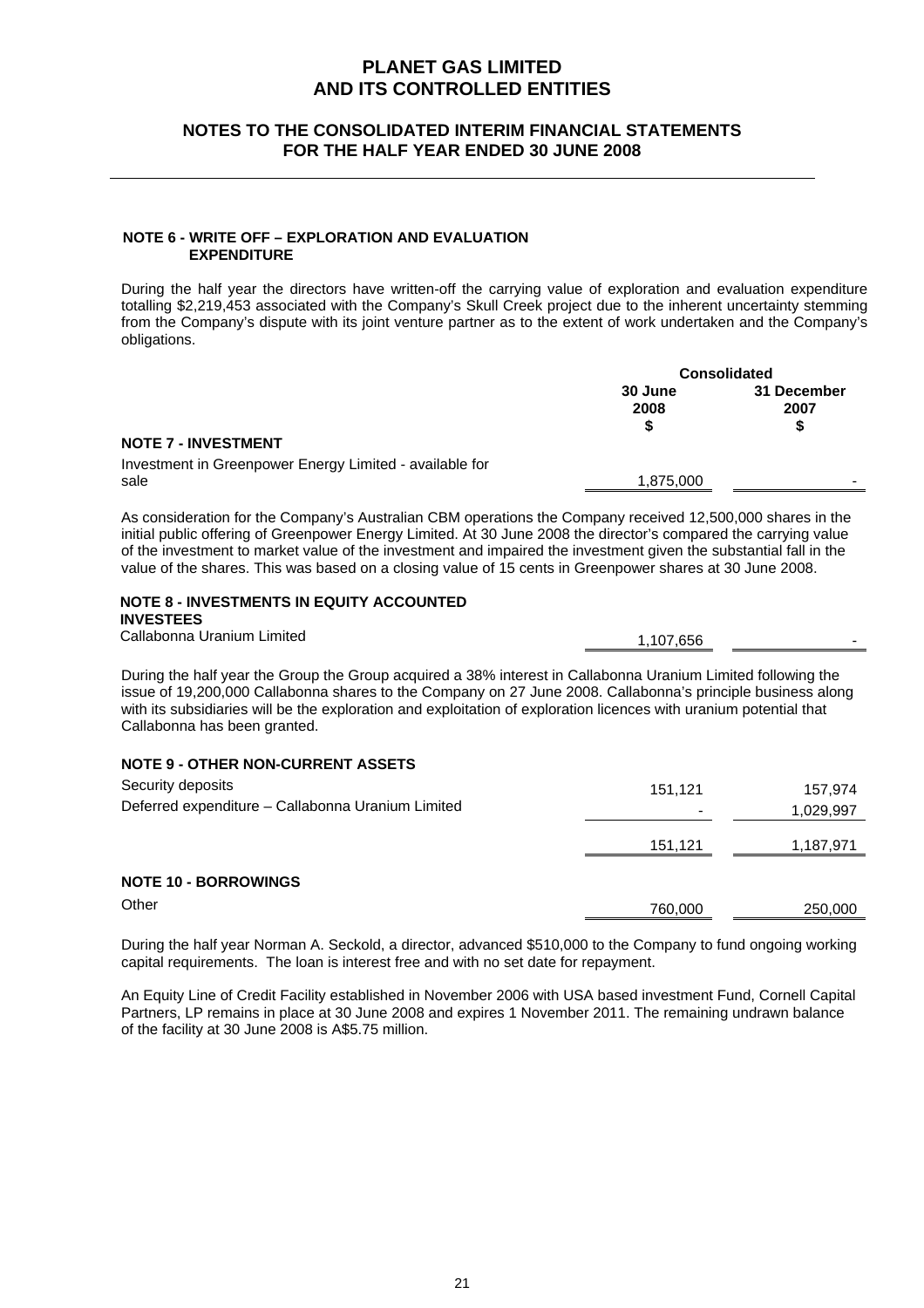# PLANET GAS LIMITED
# AND ITS CONTROLLED ENTITIES

## NOTES TO THE CONSOLIDATED INTERIM FINANCIAL STATEMENTS FOR THE HALF YEAR ENDED 30 JUNE 2008

### NOTE 6 - WRITE OFF – EXPLORATION AND EVALUATION EXPENDITURE

During the half year the directors have written-off the carrying value of exploration and evaluation expenditure totalling $2,219,453 associated with the Company's Skull Creek project due to the inherent uncertainty stemming from the Company's dispute with its joint venture partner as to the extent of work undertaken and the Company's obligations.

| | Consolidated | |
|---|---|---|
| | 30 June 2008 $ | 31 December 2007 $ |
| **NOTE 7 - INVESTMENT** | | |
| Investment in Greenpower Energy Limited - available for sale | 1,875,000 | - |

As consideration for the Company's Australian CBM operations the Company received 12,500,000 shares in the initial public offering of Greenpower Energy Limited. At 30 June 2008 the director's compared the carrying value of the investment to market value of the investment and impaired the investment given the substantial fall in the value of the shares. This was based on a closing value of 15 cents in Greenpower shares at 30 June 2008.

### NOTE 8 - INVESTMENTS IN EQUITY ACCOUNTED INVESTEES

| | | |
|---|---|---|
| Callabonna Uranium Limited | 1,107,656 | - |

During the half year the Group the Group acquired a 38% interest in Callabonna Uranium Limited following the issue of 19,200,000 Callabonna shares to the Company on 27 June 2008. Callabonna's principle business along with its subsidiaries will be the exploration and exploitation of exploration licences with uranium potential that Callabonna has been granted.

### NOTE 9 - OTHER NON-CURRENT ASSETS

| | | |
|---|---|---|
| Security deposits | 151,121 | 157,974 |
| Deferred expenditure – Callabonna Uranium Limited | - | 1,029,997 |
| | 151,121 | 1,187,971 |

### NOTE 10 - BORROWINGS

| | | |
|---|---|---|
| Other | 760,000 | 250,000 |

During the half year Norman A. Seckold, a director, advanced $510,000 to the Company to fund ongoing working capital requirements. The loan is interest free and with no set date for repayment.

An Equity Line of Credit Facility established in November 2006 with USA based investment Fund, Cornell Capital Partners, LP remains in place at 30 June 2008 and expires 1 November 2011. The remaining undrawn balance of the facility at 30 June 2008 is A$5.75 million.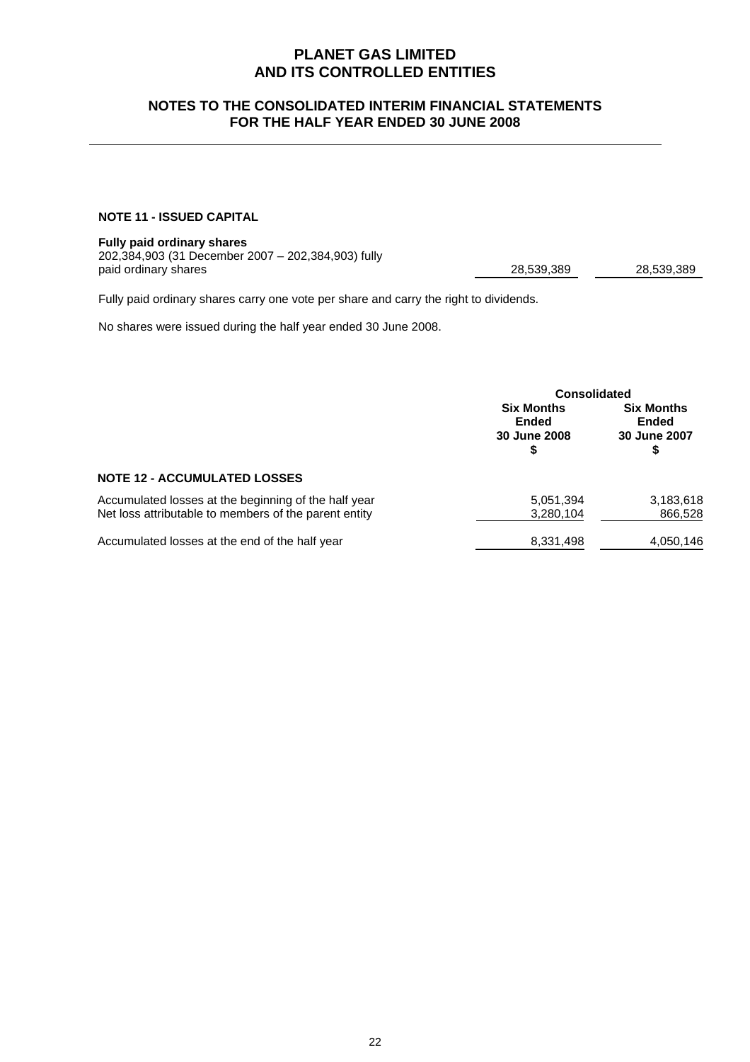# PLANET GAS LIMITED
# AND ITS CONTROLLED ENTITIES

## NOTES TO THE CONSOLIDATED INTERIM FINANCIAL STATEMENTS FOR THE HALF YEAR ENDED 30 JUNE 2008

### NOTE 11 - ISSUED CAPITAL

| | | |
|---|---|---|
| **Fully paid ordinary shares**<br>202,384,903 (31 December 2007 – 202,384,903) fully paid ordinary shares | 28,539,389 | 28,539,389 |

Fully paid ordinary shares carry one vote per share and carry the right to dividends.

No shares were issued during the half year ended 30 June 2008.

| | Consolidated | |
|---|---|---|
| | **Six Months Ended 30 June 2008 $** | **Six Months Ended 30 June 2007 $** |
| **NOTE 12 - ACCUMULATED LOSSES** | | |
| Accumulated losses at the beginning of the half year | 5,051,394 | 3,183,618 |
| Net loss attributable to members of the parent entity | 3,280,104 | 866,528 |
| Accumulated losses at the end of the half year | 8,331,498 | 4,050,146 |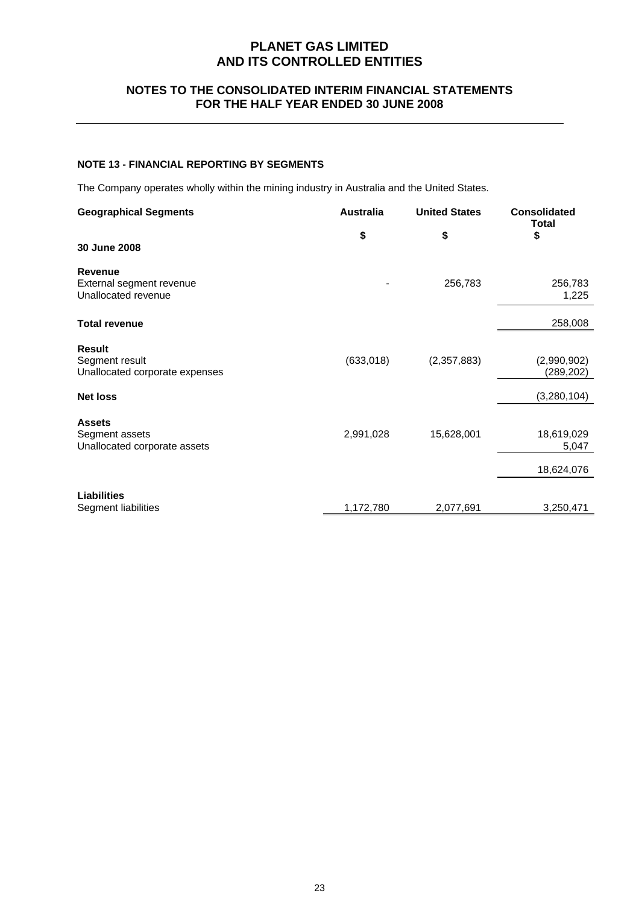# PLANET GAS LIMITED
# AND ITS CONTROLLED ENTITIES

## NOTES TO THE CONSOLIDATED INTERIM FINANCIAL STATEMENTS
## FOR THE HALF YEAR ENDED 30 JUNE 2008

### NOTE 13 - FINANCIAL REPORTING BY SEGMENTS

The Company operates wholly within the mining industry in Australia and the United States.

| Geographical Segments | Australia | United States | Consolidated Total |
|---|---|---|---|
| | $ | $ | $ |
| **30 June 2008** | | | |
| **Revenue** | | | |
| External segment revenue | - | 256,783 | 256,783 |
| Unallocated revenue | | | 1,225 |
| **Total revenue** | | | 258,008 |
| **Result** | | | |
| Segment result | (633,018) | (2,357,883) | (2,990,902) |
| Unallocated corporate expenses | | | (289,202) |
| **Net loss** | | | (3,280,104) |
| **Assets** | | | |
| Segment assets | 2,991,028 | 15,628,001 | 18,619,029 |
| Unallocated corporate assets | | | 5,047 |
| | | | 18,624,076 |
| **Liabilities** | | | |
| Segment liabilities | 1,172,780 | 2,077,691 | 3,250,471 |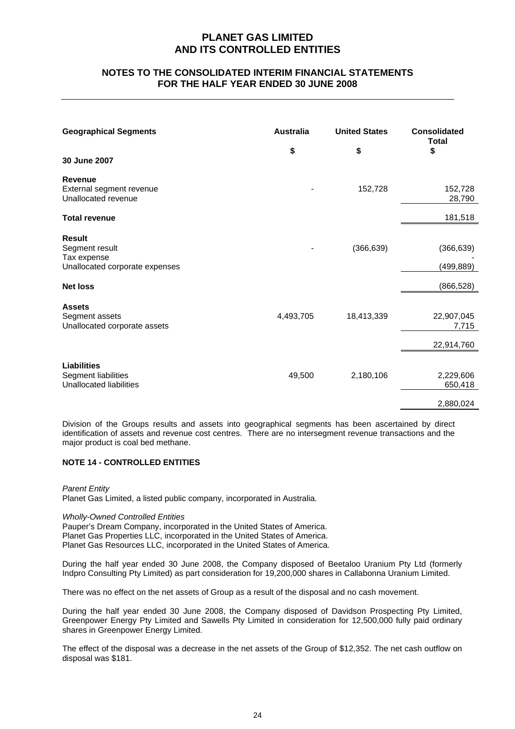| Geographical Segments | Australia | United States | Consolidated Total |
|---|---|---|---|
| | $ | $ | $ |
| **30 June 2007** | | | |
| **Revenue** | | | |
| External segment revenue | - | 152,728 | 152,728 |
| Unallocated revenue | | | 28,790 |
| **Total revenue** | | | 181,518 |
| **Result** | | | |
| Segment result | - | (366,639) | (366,639) |
| Tax expense | | | - |
| Unallocated corporate expenses | | | (499,889) |
| **Net loss** | | | (866,528) |
| **Assets** | | | |
| Segment assets | 4,493,705 | 18,413,339 | 22,907,045 |
| Unallocated corporate assets | | | 7,715 |
| | | | 22,914,760 |
| **Liabilities** | | | |
| Segment liabilities | 49,500 | 2,180,106 | 2,229,606 |
| Unallocated liabilities | | | 650,418 |
| | | | 2,880,024 |

Division of the Groups results and assets into geographical segments has been ascertained by direct identification of assets and revenue cost centres. There are no intersegment revenue transactions and the major product is coal bed methane.

### NOTE 14 - CONTROLLED ENTITIES

*Parent Entity*
Planet Gas Limited, a listed public company, incorporated in Australia.

*Wholly-Owned Controlled Entities*
Pauper's Dream Company, incorporated in the United States of America.
Planet Gas Properties LLC, incorporated in the United States of America.
Planet Gas Resources LLC, incorporated in the United States of America.

During the half year ended 30 June 2008, the Company disposed of Beetaloo Uranium Pty Ltd (formerly Indpro Consulting Pty Limited) as part consideration for 19,200,000 shares in Callabonna Uranium Limited.

There was no effect on the net assets of Group as a result of the disposal and no cash movement.

During the half year ended 30 June 2008, the Company disposed of Davidson Prospecting Pty Limited, Greenpower Energy Pty Limited and Sawells Pty Limited in consideration for 12,500,000 fully paid ordinary shares in Greenpower Energy Limited.

The effect of the disposal was a decrease in the net assets of the Group of $12,352. The net cash outflow on disposal was $181.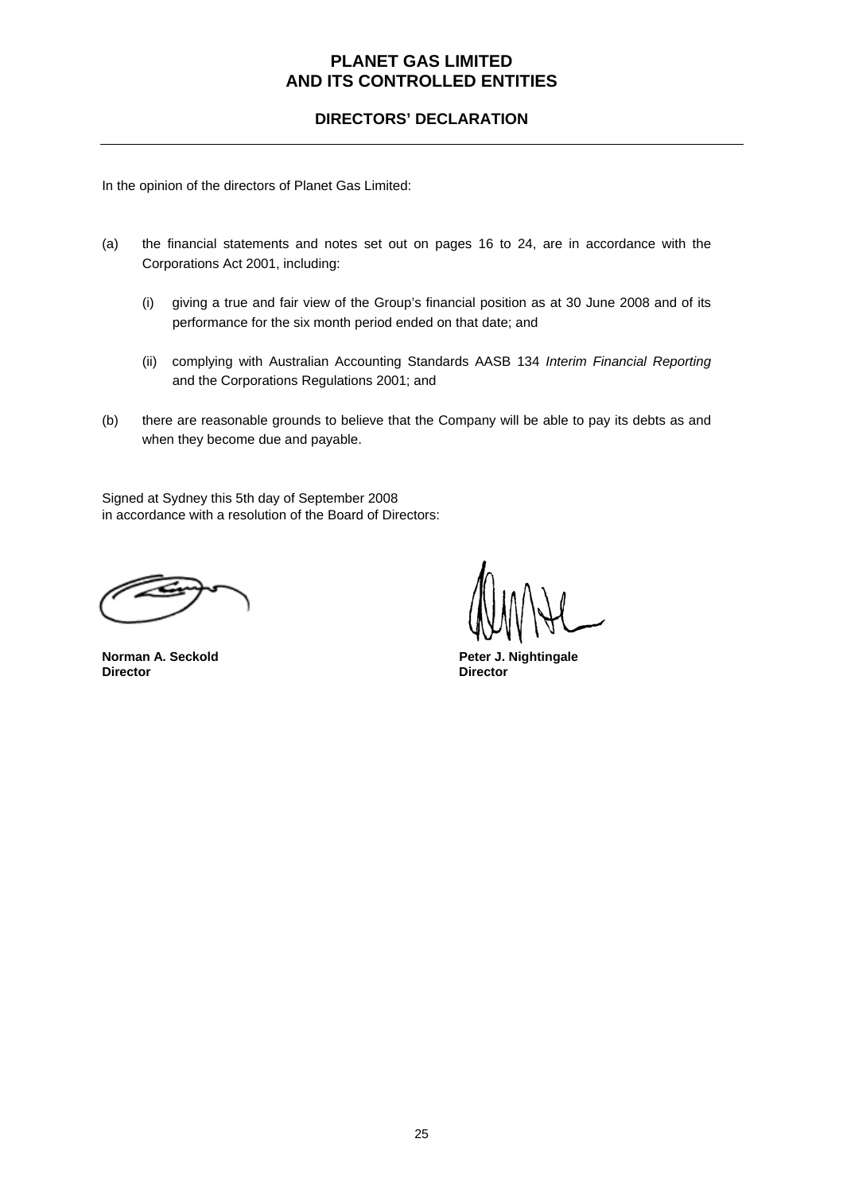# PLANET GAS LIMITED
# AND ITS CONTROLLED ENTITIES

## DIRECTORS' DECLARATION

In the opinion of the directors of Planet Gas Limited:

(a) the financial statements and notes set out on pages 16 to 24, are in accordance with the Corporations Act 2001, including:

   (i) giving a true and fair view of the Group's financial position as at 30 June 2008 and of its performance for the six month period ended on that date; and

   (ii) complying with Australian Accounting Standards AASB 134 *Interim Financial Reporting* and the Corporations Regulations 2001; and

(b) there are reasonable grounds to believe that the Company will be able to pay its debts as and when they become due and payable.

Signed at Sydney this 5th day of September 2008
in accordance with a resolution of the Board of Directors:

**Norman A. Seckold**
**Director**

**Peter J. Nightingale**
**Director**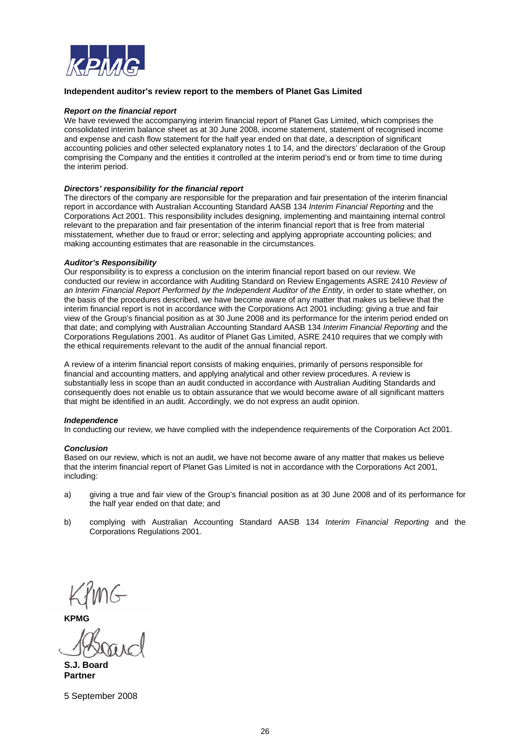KPMG

**Independent auditor's review report to the members of Planet Gas Limited**

***Report on the financial report***

We have reviewed the accompanying interim financial report of Planet Gas Limited, which comprises the consolidated interim balance sheet as at 30 June 2008, income statement, statement of recognised income and expense and cash flow statement for the half year ended on that date, a description of significant accounting policies and other selected explanatory notes 1 to 14, and the directors' declaration of the Group comprising the Company and the entities it controlled at the interim period's end or from time to time during the interim period.

***Directors' responsibility for the financial report***

The directors of the company are responsible for the preparation and fair presentation of the interim financial report in accordance with Australian Accounting Standard AASB 134 *Interim Financial Reporting* and the Corporations Act 2001. This responsibility includes designing, implementing and maintaining internal control relevant to the preparation and fair presentation of the interim financial report that is free from material misstatement, whether due to fraud or error; selecting and applying appropriate accounting policies; and making accounting estimates that are reasonable in the circumstances.

***Auditor's Responsibility***

Our responsibility is to express a conclusion on the interim financial report based on our review. We conducted our review in accordance with Auditing Standard on Review Engagements ASRE 2410 *Review of an Interim Financial Report Performed by the Independent Auditor of the Entity*, in order to state whether, on the basis of the procedures described, we have become aware of any matter that makes us believe that the interim financial report is not in accordance with the Corporations Act 2001 including: giving a true and fair view of the Group's financial position as at 30 June 2008 and its performance for the interim period ended on that date; and complying with Australian Accounting Standard AASB 134 *Interim Financial Reporting* and the Corporations Regulations 2001. As auditor of Planet Gas Limited, ASRE 2410 requires that we comply with the ethical requirements relevant to the audit of the annual financial report.

A review of a interim financial report consists of making enquiries, primarily of persons responsible for financial and accounting matters, and applying analytical and other review procedures. A review is substantially less in scope than an audit conducted in accordance with Australian Auditing Standards and consequently does not enable us to obtain assurance that we would become aware of all significant matters that might be identified in an audit. Accordingly, we do not express an audit opinion.

***Independence***

In conducting our review, we have complied with the independence requirements of the Corporation Act 2001.

***Conclusion***

Based on our review, which is not an audit, we have not become aware of any matter that makes us believe that the interim financial report of Planet Gas Limited is not in accordance with the Corporations Act 2001, including:

a) giving a true and fair view of the Group's financial position as at 30 June 2008 and of its performance for the half year ended on that date; and

b) complying with Australian Accounting Standard AASB 134 *Interim Financial Reporting* and the Corporations Regulations 2001.

KPMG

**KPMG**

**S.J. Board**
**Partner**

5 September 2008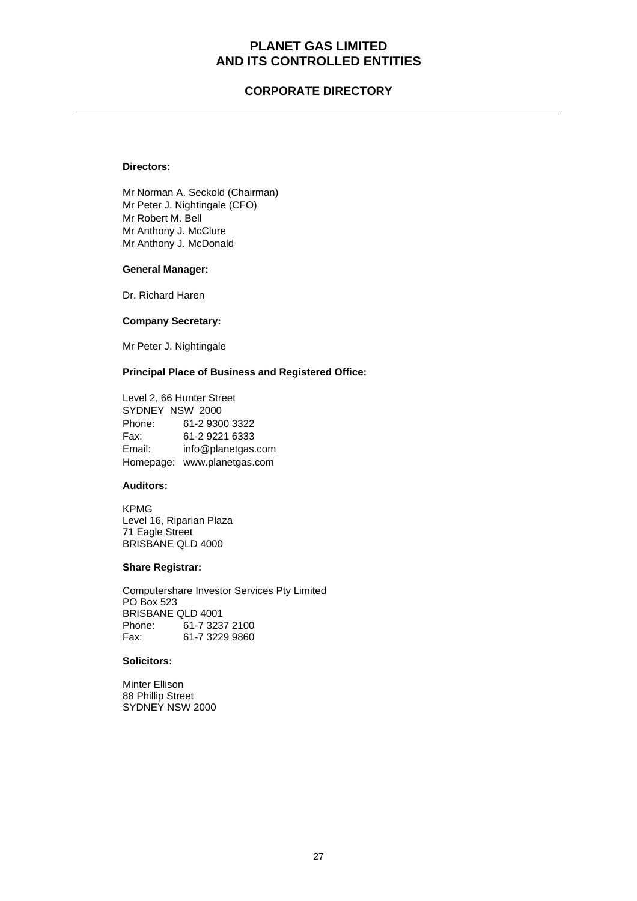# PLANET GAS LIMITED
# AND ITS CONTROLLED ENTITIES

## CORPORATE DIRECTORY

**Directors:**

Mr Norman A. Seckold (Chairman)
Mr Peter J. Nightingale (CFO)
Mr Robert M. Bell
Mr Anthony J. McClure
Mr Anthony J. McDonald

**General Manager:**

Dr. Richard Haren

**Company Secretary:**

Mr Peter J. Nightingale

**Principal Place of Business and Registered Office:**

Level 2, 66 Hunter Street
SYDNEY NSW 2000
Phone: 61-2 9300 3322
Fax: 61-2 9221 6333
Email: info@planetgas.com
Homepage: www.planetgas.com

**Auditors:**

KPMG
Level 16, Riparian Plaza
71 Eagle Street
BRISBANE QLD 4000

**Share Registrar:**

Computershare Investor Services Pty Limited
PO Box 523
BRISBANE QLD 4001
Phone: 61-7 3237 2100
Fax: 61-7 3229 9860

**Solicitors:**

Minter Ellison
88 Phillip Street
SYDNEY NSW 2000